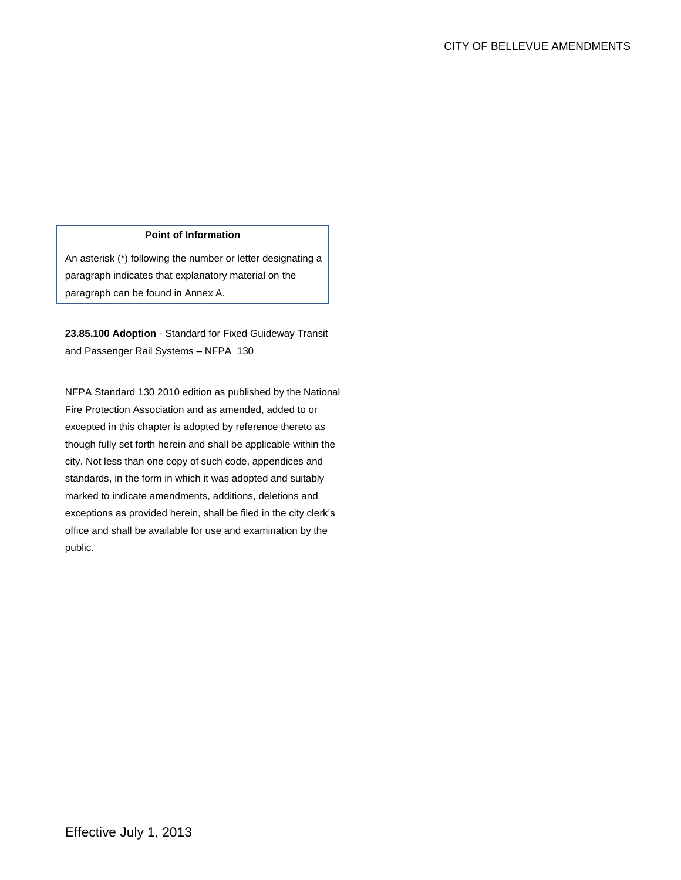**Point of Information**

An asterisk (*) following the number or letter designating a paragraph indicates that explanatory material on the paragraph can be found in Annex A.

**23.85.100 Adoption** - Standard for Fixed Guideway Transit and Passenger Rail Systems – NFPA 130

NFPA Standard 130 2010 edition as published by the National Fire Protection Association and as amended, added to or excepted in this chapter is adopted by reference thereto as though fully set forth herein and shall be applicable within the city. Not less than one copy of such code, appendices and standards, in the form in which it was adopted and suitably marked to indicate amendments, additions, deletions and exceptions as provided herein, shall be filed in the city clerk's office and shall be available for use and examination by the public.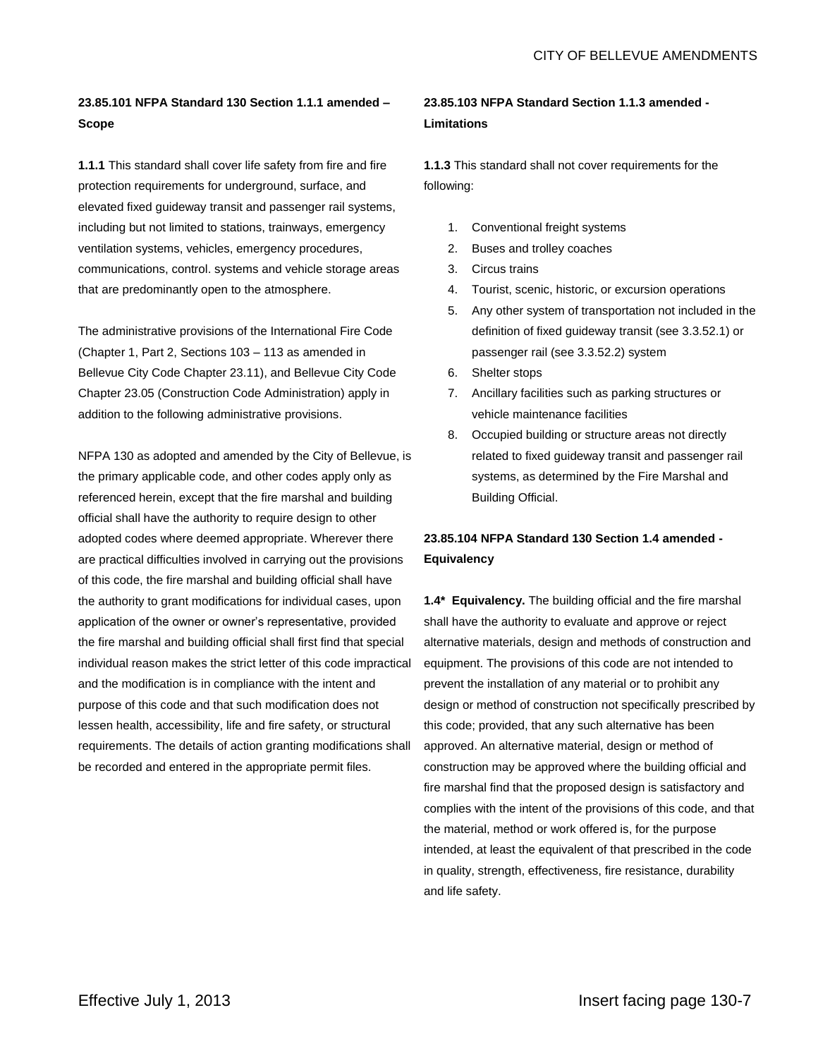**23.85.101 NFPA Standard 130 Section 1.1.1 amended – Scope**

**1.1.1** This standard shall cover life safety from fire and fire protection requirements for underground, surface, and elevated fixed guideway transit and passenger rail systems, including but not limited to stations, trainways, emergency ventilation systems, vehicles, emergency procedures, communications, control. systems and vehicle storage areas that are predominantly open to the atmosphere.

The administrative provisions of the International Fire Code (Chapter 1, Part 2, Sections 103 – 113 as amended in Bellevue City Code Chapter 23.11), and Bellevue City Code Chapter 23.05 (Construction Code Administration) apply in addition to the following administrative provisions.

NFPA 130 as adopted and amended by the City of Bellevue, is the primary applicable code, and other codes apply only as referenced herein, except that the fire marshal and building official shall have the authority to require design to other adopted codes where deemed appropriate. Wherever there are practical difficulties involved in carrying out the provisions of this code, the fire marshal and building official shall have the authority to grant modifications for individual cases, upon application of the owner or owner's representative, provided the fire marshal and building official shall first find that special individual reason makes the strict letter of this code impractical and the modification is in compliance with the intent and purpose of this code and that such modification does not lessen health, accessibility, life and fire safety, or structural requirements. The details of action granting modifications shall be recorded and entered in the appropriate permit files.

**23.85.103 NFPA Standard Section 1.1.3 amended - Limitations**

**1.1.3** This standard shall not cover requirements for the following:

1. Conventional freight systems
2. Buses and trolley coaches
3. Circus trains
4. Tourist, scenic, historic, or excursion operations
5. Any other system of transportation not included in the definition of fixed guideway transit (see 3.3.52.1) or passenger rail (see 3.3.52.2) system
6. Shelter stops
7. Ancillary facilities such as parking structures or vehicle maintenance facilities
8. Occupied building or structure areas not directly related to fixed guideway transit and passenger rail systems, as determined by the Fire Marshal and Building Official.

**23.85.104 NFPA Standard 130 Section 1.4 amended - Equivalency**

**1.4\* Equivalency.** The building official and the fire marshal shall have the authority to evaluate and approve or reject alternative materials, design and methods of construction and equipment. The provisions of this code are not intended to prevent the installation of any material or to prohibit any design or method of construction not specifically prescribed by this code; provided, that any such alternative has been approved. An alternative material, design or method of construction may be approved where the building official and fire marshal find that the proposed design is satisfactory and complies with the intent of the provisions of this code, and that the material, method or work offered is, for the purpose intended, at least the equivalent of that prescribed in the code in quality, strength, effectiveness, fire resistance, durability and life safety.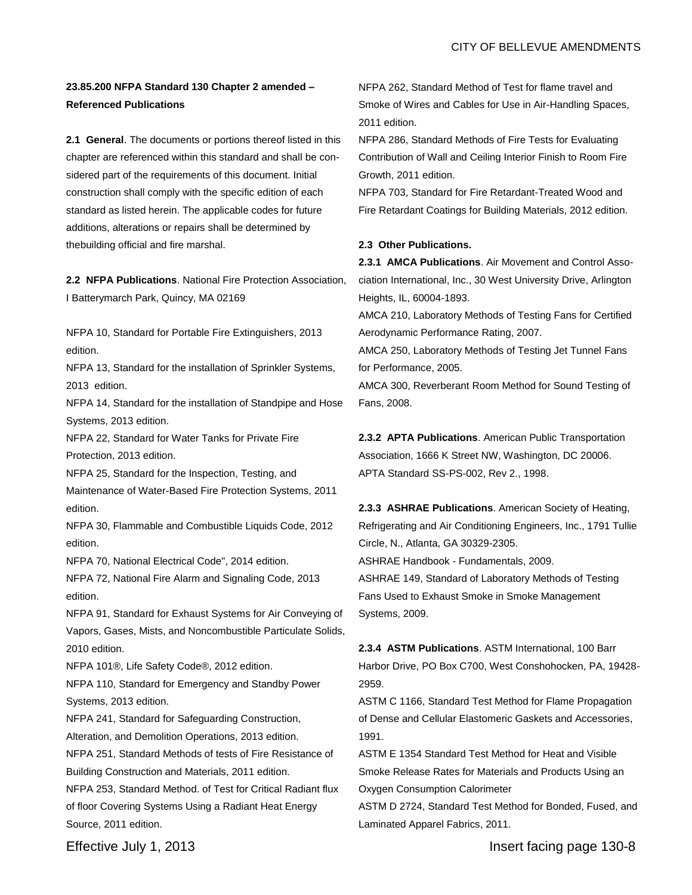**23.85.200 NFPA Standard 130 Chapter 2 amended – Referenced Publications**

**2.1 General**. The documents or portions thereof listed in this chapter are referenced within this standard and shall be considered part of the requirements of this document. Initial construction shall comply with the specific edition of each standard as listed herein. The applicable codes for future additions, alterations or repairs shall be determined by thebuilding official and fire marshal.

**2.2 NFPA Publications**. National Fire Protection Association, I Batterymarch Park, Quincy, MA 02169

NFPA 10, Standard for Portable Fire Extinguishers, 2013 edition.
NFPA 13, Standard for the installation of Sprinkler Systems, 2013 edition.
NFPA 14, Standard for the installation of Standpipe and Hose Systems, 2013 edition.
NFPA 22, Standard for Water Tanks for Private Fire Protection, 2013 edition.
NFPA 25, Standard for the Inspection, Testing, and Maintenance of Water-Based Fire Protection Systems, 2011 edition.
NFPA 30, Flammable and Combustible Liquids Code, 2012 edition.
NFPA 70, National Electrical Code", 2014 edition.
NFPA 72, National Fire Alarm and Signaling Code, 2013 edition.
NFPA 91, Standard for Exhaust Systems for Air Conveying of Vapors, Gases, Mists, and Noncombustible Particulate Solids, 2010 edition.
NFPA 101®, Life Safety Code®, 2012 edition.
NFPA 110, Standard for Emergency and Standby Power Systems, 2013 edition.
NFPA 241, Standard for Safeguarding Construction, Alteration, and Demolition Operations, 2013 edition.
NFPA 251, Standard Methods of tests of Fire Resistance of Building Construction and Materials, 2011 edition.
NFPA 253, Standard Method. of Test for Critical Radiant flux of floor Covering Systems Using a Radiant Heat Energy Source, 2011 edition.
NFPA 262, Standard Method of Test for flame travel and Smoke of Wires and Cables for Use in Air-Handling Spaces, 2011 edition.
NFPA 286, Standard Methods of Fire Tests for Evaluating Contribution of Wall and Ceiling Interior Finish to Room Fire Growth, 2011 edition.
NFPA 703, Standard for Fire Retardant-Treated Wood and Fire Retardant Coatings for Building Materials, 2012 edition.

**2.3 Other Publications.**

**2.3.1 AMCA Publications**. Air Movement and Control Association International, Inc., 30 West University Drive, Arlington Heights, IL, 60004-1893.
AMCA 210, Laboratory Methods of Testing Fans for Certified Aerodynamic Performance Rating, 2007.
AMCA 250, Laboratory Methods of Testing Jet Tunnel Fans for Performance, 2005.
AMCA 300, Reverberant Room Method for Sound Testing of Fans, 2008.

**2.3.2 APTA Publications**. American Public Transportation Association, 1666 K Street NW, Washington, DC 20006.
APTA Standard SS-PS-002, Rev 2., 1998.

**2.3.3 ASHRAE Publications**. American Society of Heating, Refrigerating and Air Conditioning Engineers, Inc., 1791 Tullie Circle, N., Atlanta, GA 30329-2305.
ASHRAE Handbook - Fundamentals, 2009.
ASHRAE 149, Standard of Laboratory Methods of Testing Fans Used to Exhaust Smoke in Smoke Management Systems, 2009.

**2.3.4 ASTM Publications**. ASTM International, 100 Barr Harbor Drive, PO Box C700, West Conshohocken, PA, 19428-2959.
ASTM C 1166, Standard Test Method for Flame Propagation of Dense and Cellular Elastomeric Gaskets and Accessories, 1991.
ASTM E 1354 Standard Test Method for Heat and Visible Smoke Release Rates for Materials and Products Using an Oxygen Consumption Calorimeter
ASTM D 2724, Standard Test Method for Bonded, Fused, and Laminated Apparel Fabrics, 2011.

Effective July 1, 2013

Insert facing page 130-8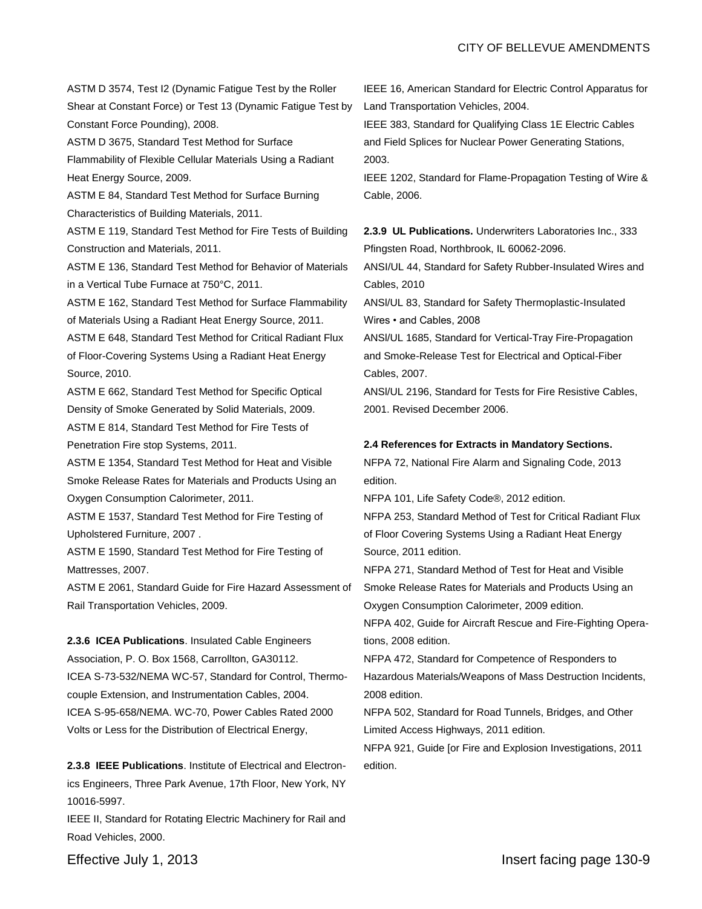ASTM D 3574, Test I2 (Dynamic Fatigue Test by the Roller Shear at Constant Force) or Test 13 (Dynamic Fatigue Test by Constant Force Pounding), 2008.

ASTM D 3675, Standard Test Method for Surface Flammability of Flexible Cellular Materials Using a Radiant Heat Energy Source, 2009.

ASTM E 84, Standard Test Method for Surface Burning Characteristics of Building Materials, 2011.

ASTM E 119, Standard Test Method for Fire Tests of Building Construction and Materials, 2011.

ASTM E 136, Standard Test Method for Behavior of Materials in a Vertical Tube Furnace at 750°C, 2011.

ASTM E 162, Standard Test Method for Surface Flammability of Materials Using a Radiant Heat Energy Source, 2011.

ASTM E 648, Standard Test Method for Critical Radiant Flux of Floor-Covering Systems Using a Radiant Heat Energy Source, 2010.

ASTM E 662, Standard Test Method for Specific Optical Density of Smoke Generated by Solid Materials, 2009.

ASTM E 814, Standard Test Method for Fire Tests of Penetration Fire stop Systems, 2011.

ASTM E 1354, Standard Test Method for Heat and Visible Smoke Release Rates for Materials and Products Using an Oxygen Consumption Calorimeter, 2011.

ASTM E 1537, Standard Test Method for Fire Testing of Upholstered Furniture, 2007 .

ASTM E 1590, Standard Test Method for Fire Testing of Mattresses, 2007.

ASTM E 2061, Standard Guide for Fire Hazard Assessment of Rail Transportation Vehicles, 2009.

**2.3.6 ICEA Publications**. Insulated Cable Engineers Association, P. O. Box 1568, Carrollton, GA30112.

ICEA S-73-532/NEMA WC-57, Standard for Control, Thermocouple Extension, and Instrumentation Cables, 2004.

ICEA S-95-658/NEMA. WC-70, Power Cables Rated 2000 Volts or Less for the Distribution of Electrical Energy,

**2.3.8 IEEE Publications**. Institute of Electrical and Electronics Engineers, Three Park Avenue, 17th Floor, New York, NY 10016-5997.

IEEE II, Standard for Rotating Electric Machinery for Rail and Road Vehicles, 2000.

IEEE 16, American Standard for Electric Control Apparatus for Land Transportation Vehicles, 2004.

IEEE 383, Standard for Qualifying Class 1E Electric Cables and Field Splices for Nuclear Power Generating Stations, 2003.

IEEE 1202, Standard for Flame-Propagation Testing of Wire & Cable, 2006.

**2.3.9 UL Publications.** Underwriters Laboratories Inc., 333 Pfingsten Road, Northbrook, IL 60062-2096.

ANSI/UL 44, Standard for Safety Rubber-Insulated Wires and Cables, 2010

ANSl/UL 83, Standard for Safety Thermoplastic-Insulated Wires • and Cables, 2008

ANSl/UL 1685, Standard for Vertical-Tray Fire-Propagation and Smoke-Release Test for Electrical and Optical-Fiber Cables, 2007.

ANSl/UL 2196, Standard for Tests for Fire Resistive Cables, 2001. Revised December 2006.

**2.4 References for Extracts in Mandatory Sections.**

NFPA 72, National Fire Alarm and Signaling Code, 2013 edition.

NFPA 101, Life Safety Code®, 2012 edition.

NFPA 253, Standard Method of Test for Critical Radiant Flux of Floor Covering Systems Using a Radiant Heat Energy Source, 2011 edition.

NFPA 271, Standard Method of Test for Heat and Visible Smoke Release Rates for Materials and Products Using an Oxygen Consumption Calorimeter, 2009 edition.

NFPA 402, Guide for Aircraft Rescue and Fire-Fighting Operations, 2008 edition.

NFPA 472, Standard for Competence of Responders to Hazardous Materials/Weapons of Mass Destruction Incidents, 2008 edition.

NFPA 502, Standard for Road Tunnels, Bridges, and Other Limited Access Highways, 2011 edition.

NFPA 921, Guide [or Fire and Explosion Investigations, 2011 edition.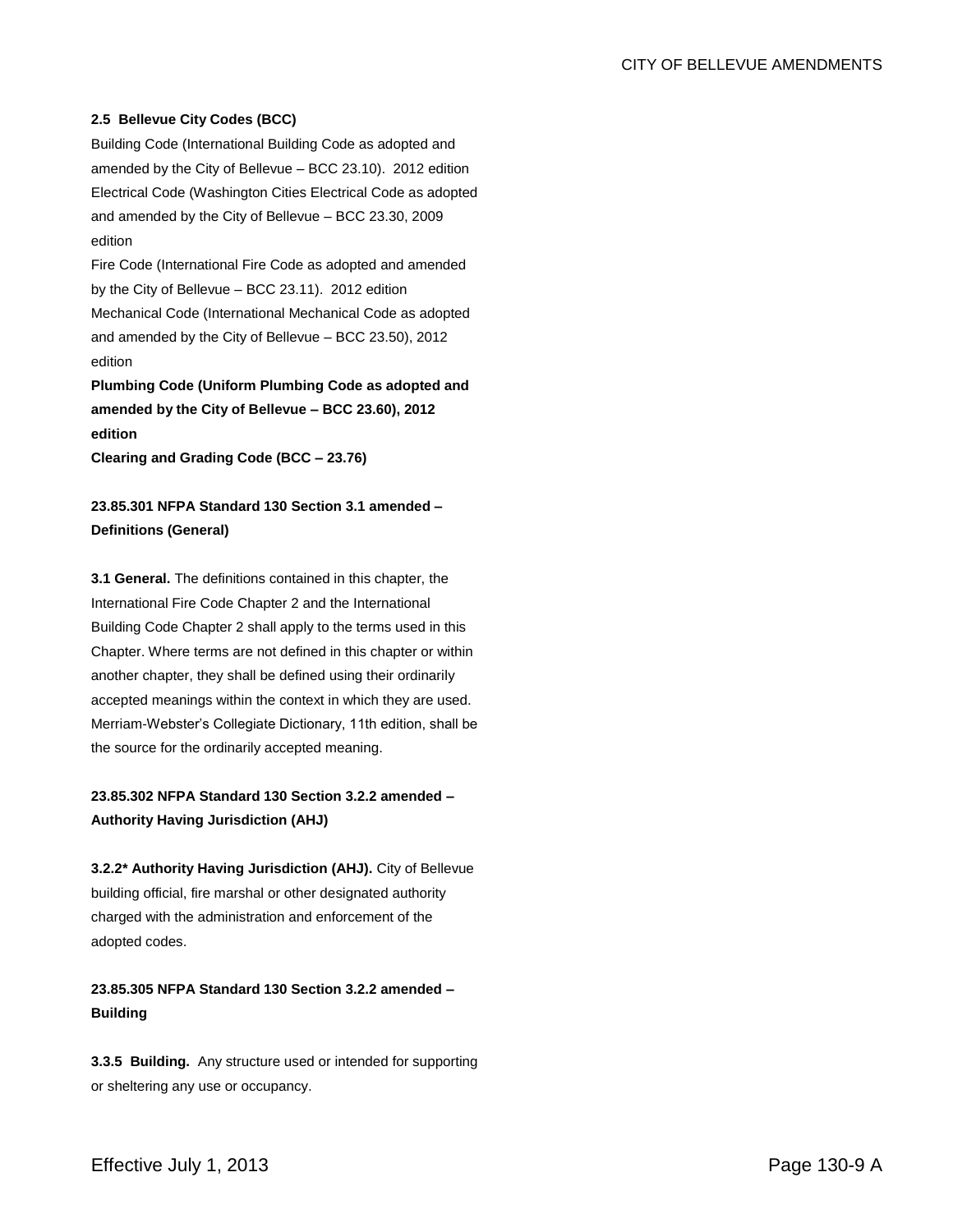**2.5 Bellevue City Codes (BCC)**

Building Code (International Building Code as adopted and amended by the City of Bellevue – BCC 23.10). 2012 edition

Electrical Code (Washington Cities Electrical Code as adopted and amended by the City of Bellevue – BCC 23.30, 2009 edition

Fire Code (International Fire Code as adopted and amended by the City of Bellevue – BCC 23.11). 2012 edition

Mechanical Code (International Mechanical Code as adopted and amended by the City of Bellevue – BCC 23.50), 2012 edition

**Plumbing Code (Uniform Plumbing Code as adopted and amended by the City of Bellevue – BCC 23.60), 2012 edition**

**Clearing and Grading Code (BCC – 23.76)**

**23.85.301 NFPA Standard 130 Section 3.1 amended – Definitions (General)**

**3.1 General.** The definitions contained in this chapter, the International Fire Code Chapter 2 and the International Building Code Chapter 2 shall apply to the terms used in this Chapter. Where terms are not defined in this chapter or within another chapter, they shall be defined using their ordinarily accepted meanings within the context in which they are used. Merriam-Webster's Collegiate Dictionary, 11th edition, shall be the source for the ordinarily accepted meaning.

**23.85.302 NFPA Standard 130 Section 3.2.2 amended – Authority Having Jurisdiction (AHJ)**

**3.2.2* Authority Having Jurisdiction (AHJ).** City of Bellevue building official, fire marshal or other designated authority charged with the administration and enforcement of the adopted codes.

**23.85.305 NFPA Standard 130 Section 3.2.2 amended – Building**

**3.3.5 Building.** Any structure used or intended for supporting or sheltering any use or occupancy.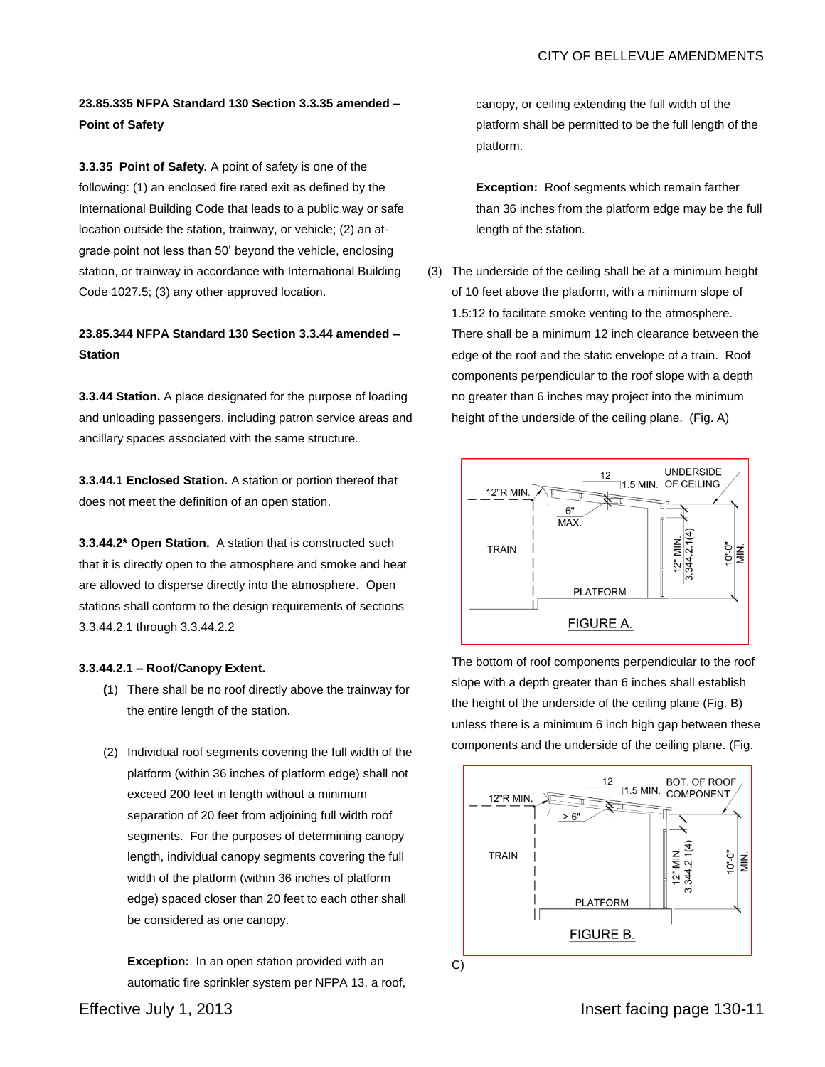**23.85.335 NFPA Standard 130 Section 3.3.35 amended – Point of Safety**

**3.3.35 Point of Safety.** A point of safety is one of the following: (1) an enclosed fire rated exit as defined by the International Building Code that leads to a public way or safe location outside the station, trainway, or vehicle; (2) an at-grade point not less than 50' beyond the vehicle, enclosing station, or trainway in accordance with International Building Code 1027.5; (3) any other approved location.

**23.85.344 NFPA Standard 130 Section 3.3.44 amended – Station**

**3.3.44 Station.** A place designated for the purpose of loading and unloading passengers, including patron service areas and ancillary spaces associated with the same structure.

**3.3.44.1 Enclosed Station.** A station or portion thereof that does not meet the definition of an open station.

**3.3.44.2* Open Station.** A station that is constructed such that it is directly open to the atmosphere and smoke and heat are allowed to disperse directly into the atmosphere. Open stations shall conform to the design requirements of sections 3.3.44.2.1 through 3.3.44.2.2

**3.3.44.2.1 – Roof/Canopy Extent.**

(1) There shall be no roof directly above the trainway for the entire length of the station.

(2) Individual roof segments covering the full width of the platform (within 36 inches of platform edge) shall not exceed 200 feet in length without a minimum separation of 20 feet from adjoining full width roof segments. For the purposes of determining canopy length, individual canopy segments covering the full width of the platform (within 36 inches of platform edge) spaced closer than 20 feet to each other shall be considered as one canopy.

**Exception:** In an open station provided with an automatic fire sprinkler system per NFPA 13, a roof, canopy, or ceiling extending the full width of the platform shall be permitted to be the full length of the platform.

**Exception:** Roof segments which remain farther than 36 inches from the platform edge may be the full length of the station.

(3) The underside of the ceiling shall be at a minimum height of 10 feet above the platform, with a minimum slope of 1.5:12 to facilitate smoke venting to the atmosphere. There shall be a minimum 12 inch clearance between the edge of the roof and the static envelope of a train. Roof components perpendicular to the roof slope with a depth no greater than 6 inches may project into the minimum height of the underside of the ceiling plane. (Fig. A)

12
1.5 MIN.
UNDERSIDE OF CEILING
12"R MIN.
6" MAX.
TRAIN
12" MIN. 3.344.2.1(4)
10'-0" MIN.
PLATFORM

FIGURE A.

The bottom of roof components perpendicular to the roof slope with a depth greater than 6 inches shall establish the height of the underside of the ceiling plane (Fig. B) unless there is a minimum 6 inch high gap between these components and the underside of the ceiling plane. (Fig. C)

12
1.5 MIN.
BOT. OF ROOF COMPONENT
12"R MIN.
> 6"
TRAIN
12" MIN. 3.344.2.1(4)
10'-0" MIN.
PLATFORM

FIGURE B.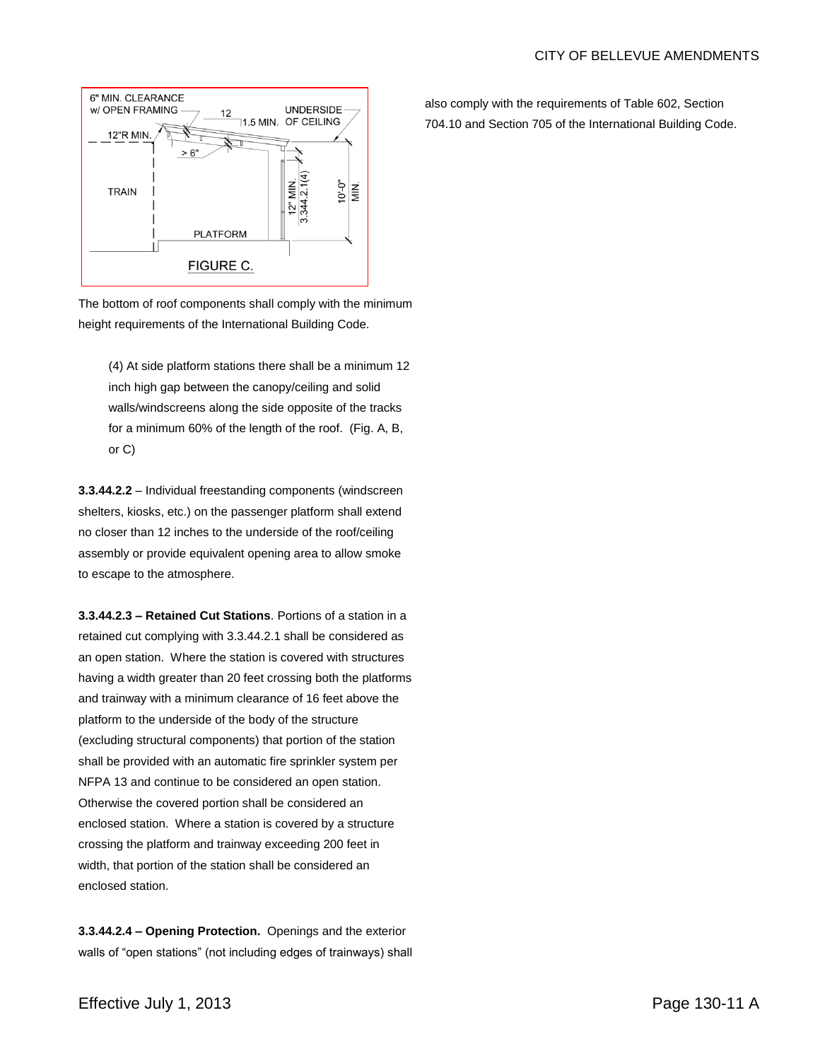6" MIN. CLEARANCE w/ OPEN FRAMING

12

1.5 MIN.

UNDERSIDE OF CEILING

12"R MIN.

> 6"

TRAIN

12" MIN. 3.344.2.1(4)

10'-0" MIN.

PLATFORM

FIGURE C.

The bottom of roof components shall comply with the minimum height requirements of the International Building Code.

(4) At side platform stations there shall be a minimum 12 inch high gap between the canopy/ceiling and solid walls/windscreens along the side opposite of the tracks for a minimum 60% of the length of the roof. (Fig. A, B, or C)

**3.3.44.2.2** – Individual freestanding components (windscreen shelters, kiosks, etc.) on the passenger platform shall extend no closer than 12 inches to the underside of the roof/ceiling assembly or provide equivalent opening area to allow smoke to escape to the atmosphere.

**3.3.44.2.3 – Retained Cut Stations**. Portions of a station in a retained cut complying with 3.3.44.2.1 shall be considered as an open station. Where the station is covered with structures having a width greater than 20 feet crossing both the platforms and trainway with a minimum clearance of 16 feet above the platform to the underside of the body of the structure (excluding structural components) that portion of the station shall be provided with an automatic fire sprinkler system per NFPA 13 and continue to be considered an open station. Otherwise the covered portion shall be considered an enclosed station. Where a station is covered by a structure crossing the platform and trainway exceeding 200 feet in width, that portion of the station shall be considered an enclosed station.

**3.3.44.2.4 – Opening Protection.** Openings and the exterior walls of "open stations" (not including edges of trainways) shall also comply with the requirements of Table 602, Section 704.10 and Section 705 of the International Building Code.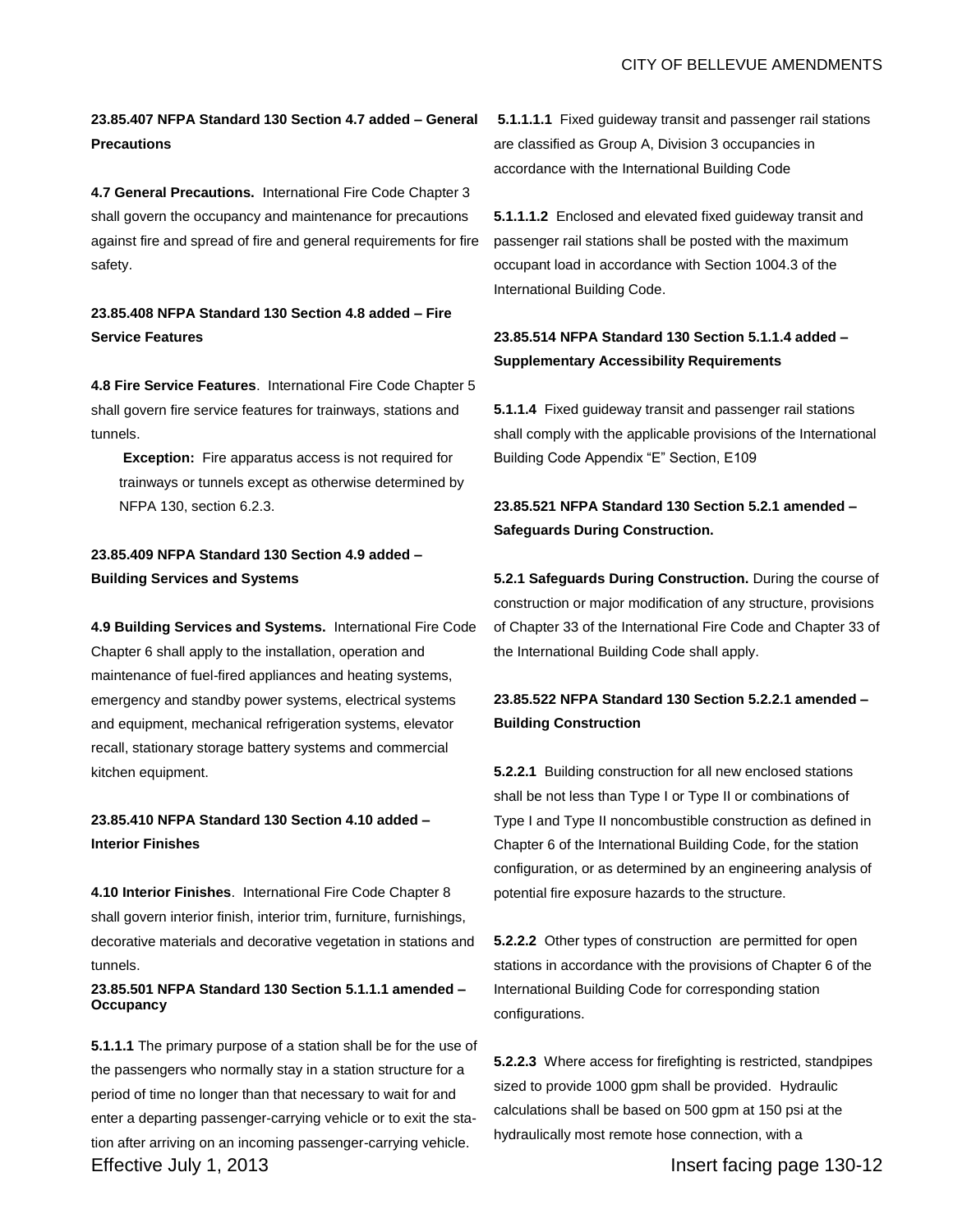**23.85.407 NFPA Standard 130 Section 4.7 added – General Precautions**

**4.7 General Precautions.** International Fire Code Chapter 3 shall govern the occupancy and maintenance for precautions against fire and spread of fire and general requirements for fire safety.

**23.85.408 NFPA Standard 130 Section 4.8 added – Fire Service Features**

**4.8 Fire Service Features**. International Fire Code Chapter 5 shall govern fire service features for trainways, stations and tunnels.

> **Exception:** Fire apparatus access is not required for trainways or tunnels except as otherwise determined by NFPA 130, section 6.2.3.

**23.85.409 NFPA Standard 130 Section 4.9 added – Building Services and Systems**

**4.9 Building Services and Systems.** International Fire Code Chapter 6 shall apply to the installation, operation and maintenance of fuel-fired appliances and heating systems, emergency and standby power systems, electrical systems and equipment, mechanical refrigeration systems, elevator recall, stationary storage battery systems and commercial kitchen equipment.

**23.85.410 NFPA Standard 130 Section 4.10 added – Interior Finishes**

**4.10 Interior Finishes**. International Fire Code Chapter 8 shall govern interior finish, interior trim, furniture, furnishings, decorative materials and decorative vegetation in stations and tunnels.

**23.85.501 NFPA Standard 130 Section 5.1.1.1 amended – Occupancy**

**5.1.1.1** The primary purpose of a station shall be for the use of the passengers who normally stay in a station structure for a period of time no longer than that necessary to wait for and enter a departing passenger-carrying vehicle or to exit the station after arriving on an incoming passenger-carrying vehicle.

**5.1.1.1.1** Fixed guideway transit and passenger rail stations are classified as Group A, Division 3 occupancies in accordance with the International Building Code

**5.1.1.1.2** Enclosed and elevated fixed guideway transit and passenger rail stations shall be posted with the maximum occupant load in accordance with Section 1004.3 of the International Building Code.

**23.85.514 NFPA Standard 130 Section 5.1.1.4 added – Supplementary Accessibility Requirements**

**5.1.1.4** Fixed guideway transit and passenger rail stations shall comply with the applicable provisions of the International Building Code Appendix "E" Section, E109

**23.85.521 NFPA Standard 130 Section 5.2.1 amended – Safeguards During Construction.**

**5.2.1 Safeguards During Construction.** During the course of construction or major modification of any structure, provisions of Chapter 33 of the International Fire Code and Chapter 33 of the International Building Code shall apply.

**23.85.522 NFPA Standard 130 Section 5.2.2.1 amended – Building Construction**

**5.2.2.1** Building construction for all new enclosed stations shall be not less than Type I or Type II or combinations of Type I and Type II noncombustible construction as defined in Chapter 6 of the International Building Code, for the station configuration, or as determined by an engineering analysis of potential fire exposure hazards to the structure.

**5.2.2.2** Other types of construction are permitted for open stations in accordance with the provisions of Chapter 6 of the International Building Code for corresponding station configurations.

**5.2.2.3** Where access for firefighting is restricted, standpipes sized to provide 1000 gpm shall be provided. Hydraulic calculations shall be based on 500 gpm at 150 psi at the hydraulically most remote hose connection, with a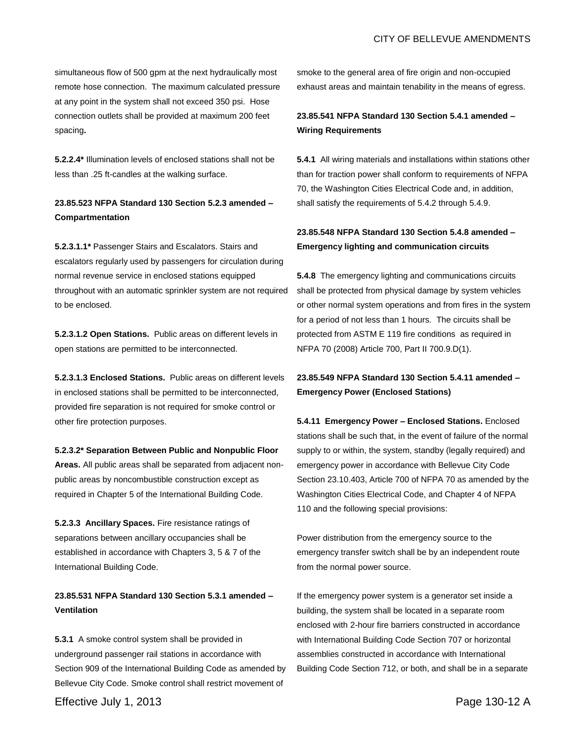simultaneous flow of 500 gpm at the next hydraulically most remote hose connection. The maximum calculated pressure at any point in the system shall not exceed 350 psi. Hose connection outlets shall be provided at maximum 200 feet spacing**.**

**5.2.2.4*** Illumination levels of enclosed stations shall not be less than .25 ft-candles at the walking surface.

**23.85.523 NFPA Standard 130 Section 5.2.3 amended – Compartmentation**

**5.2.3.1.1*** Passenger Stairs and Escalators. Stairs and escalators regularly used by passengers for circulation during normal revenue service in enclosed stations equipped throughout with an automatic sprinkler system are not required to be enclosed.

**5.2.3.1.2 Open Stations.** Public areas on different levels in open stations are permitted to be interconnected.

**5.2.3.1.3 Enclosed Stations.** Public areas on different levels in enclosed stations shall be permitted to be interconnected, provided fire separation is not required for smoke control or other fire protection purposes.

**5.2.3.2* Separation Between Public and Nonpublic Floor Areas.** All public areas shall be separated from adjacent non-public areas by noncombustible construction except as required in Chapter 5 of the International Building Code.

**5.2.3.3 Ancillary Spaces.** Fire resistance ratings of separations between ancillary occupancies shall be established in accordance with Chapters 3, 5 & 7 of the International Building Code.

**23.85.531 NFPA Standard 130 Section 5.3.1 amended – Ventilation**

**5.3.1** A smoke control system shall be provided in underground passenger rail stations in accordance with Section 909 of the International Building Code as amended by Bellevue City Code. Smoke control shall restrict movement of smoke to the general area of fire origin and non-occupied exhaust areas and maintain tenability in the means of egress.

**23.85.541 NFPA Standard 130 Section 5.4.1 amended – Wiring Requirements**

**5.4.1** All wiring materials and installations within stations other than for traction power shall conform to requirements of NFPA 70, the Washington Cities Electrical Code and, in addition, shall satisfy the requirements of 5.4.2 through 5.4.9.

**23.85.548 NFPA Standard 130 Section 5.4.8 amended – Emergency lighting and communication circuits**

**5.4.8** The emergency lighting and communications circuits shall be protected from physical damage by system vehicles or other normal system operations and from fires in the system for a period of not less than 1 hours. The circuits shall be protected from ASTM E 119 fire conditions as required in NFPA 70 (2008) Article 700, Part II 700.9.D(1).

**23.85.549 NFPA Standard 130 Section 5.4.11 amended – Emergency Power (Enclosed Stations)**

**5.4.11 Emergency Power – Enclosed Stations.** Enclosed stations shall be such that, in the event of failure of the normal supply to or within, the system, standby (legally required) and emergency power in accordance with Bellevue City Code Section 23.10.403, Article 700 of NFPA 70 as amended by the Washington Cities Electrical Code, and Chapter 4 of NFPA 110 and the following special provisions:

Power distribution from the emergency source to the emergency transfer switch shall be by an independent route from the normal power source.

If the emergency power system is a generator set inside a building, the system shall be located in a separate room enclosed with 2-hour fire barriers constructed in accordance with International Building Code Section 707 or horizontal assemblies constructed in accordance with International Building Code Section 712, or both, and shall be in a separate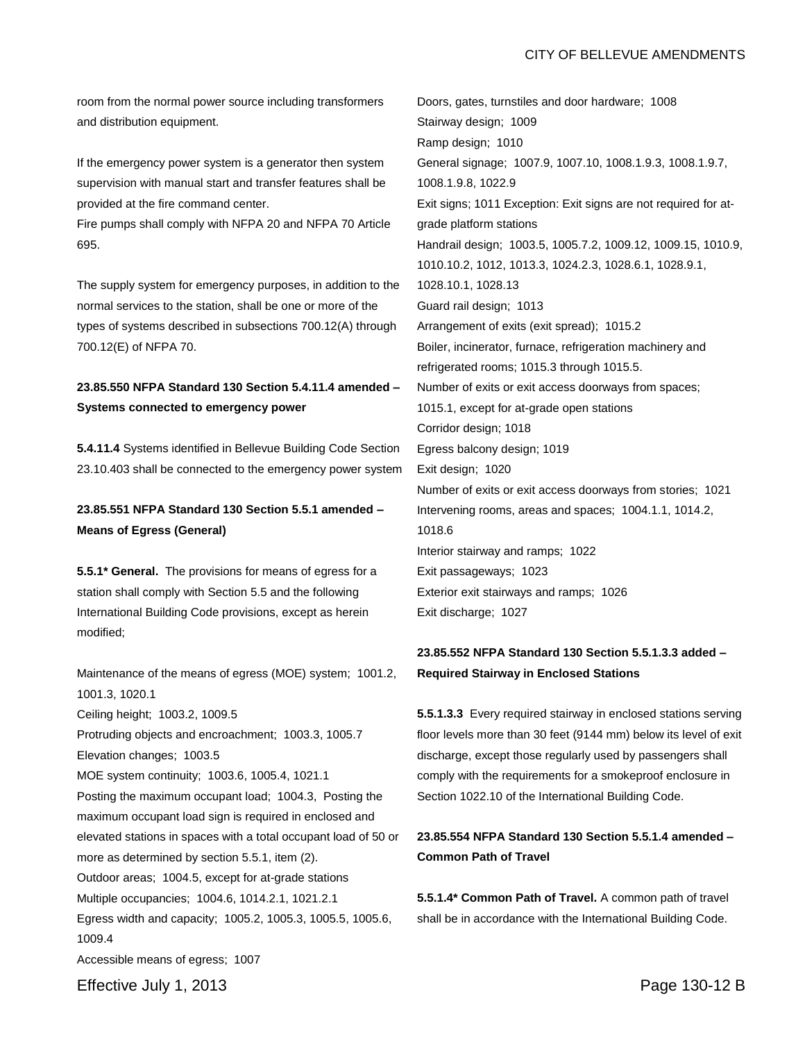room from the normal power source including transformers and distribution equipment.

If the emergency power system is a generator then system supervision with manual start and transfer features shall be provided at the fire command center.
Fire pumps shall comply with NFPA 20 and NFPA 70 Article 695.

The supply system for emergency purposes, in addition to the normal services to the station, shall be one or more of the types of systems described in subsections 700.12(A) through 700.12(E) of NFPA 70.

**23.85.550 NFPA Standard 130 Section 5.4.11.4 amended – Systems connected to emergency power**

**5.4.11.4** Systems identified in Bellevue Building Code Section 23.10.403 shall be connected to the emergency power system

**23.85.551 NFPA Standard 130 Section 5.5.1 amended – Means of Egress (General)**

**5.5.1* General.** The provisions for means of egress for a station shall comply with Section 5.5 and the following International Building Code provisions, except as herein modified;

Maintenance of the means of egress (MOE) system; 1001.2, 1001.3, 1020.1
Ceiling height; 1003.2, 1009.5
Protruding objects and encroachment; 1003.3, 1005.7
Elevation changes; 1003.5
MOE system continuity; 1003.6, 1005.4, 1021.1
Posting the maximum occupant load; 1004.3, Posting the maximum occupant load sign is required in enclosed and elevated stations in spaces with a total occupant load of 50 or more as determined by section 5.5.1, item (2).
Outdoor areas; 1004.5, except for at-grade stations
Multiple occupancies; 1004.6, 1014.2.1, 1021.2.1
Egress width and capacity; 1005.2, 1005.3, 1005.5, 1005.6, 1009.4
Accessible means of egress; 1007
Doors, gates, turnstiles and door hardware; 1008
Stairway design; 1009
Ramp design; 1010
General signage; 1007.9, 1007.10, 1008.1.9.3, 1008.1.9.7, 1008.1.9.8, 1022.9
Exit signs; 1011 Exception: Exit signs are not required for at-grade platform stations
Handrail design; 1003.5, 1005.7.2, 1009.12, 1009.15, 1010.9, 1010.10.2, 1012, 1013.3, 1024.2.3, 1028.6.1, 1028.9.1, 1028.10.1, 1028.13
Guard rail design; 1013
Arrangement of exits (exit spread); 1015.2
Boiler, incinerator, furnace, refrigeration machinery and refrigerated rooms; 1015.3 through 1015.5.
Number of exits or exit access doorways from spaces; 1015.1, except for at-grade open stations
Corridor design; 1018
Egress balcony design; 1019
Exit design; 1020
Number of exits or exit access doorways from stories; 1021
Intervening rooms, areas and spaces; 1004.1.1, 1014.2, 1018.6
Interior stairway and ramps; 1022
Exit passageways; 1023
Exterior exit stairways and ramps; 1026
Exit discharge; 1027

**23.85.552 NFPA Standard 130 Section 5.5.1.3.3 added – Required Stairway in Enclosed Stations**

**5.5.1.3.3** Every required stairway in enclosed stations serving floor levels more than 30 feet (9144 mm) below its level of exit discharge, except those regularly used by passengers shall comply with the requirements for a smokeproof enclosure in Section 1022.10 of the International Building Code.

**23.85.554 NFPA Standard 130 Section 5.5.1.4 amended – Common Path of Travel**

**5.5.1.4* Common Path of Travel.** A common path of travel shall be in accordance with the International Building Code.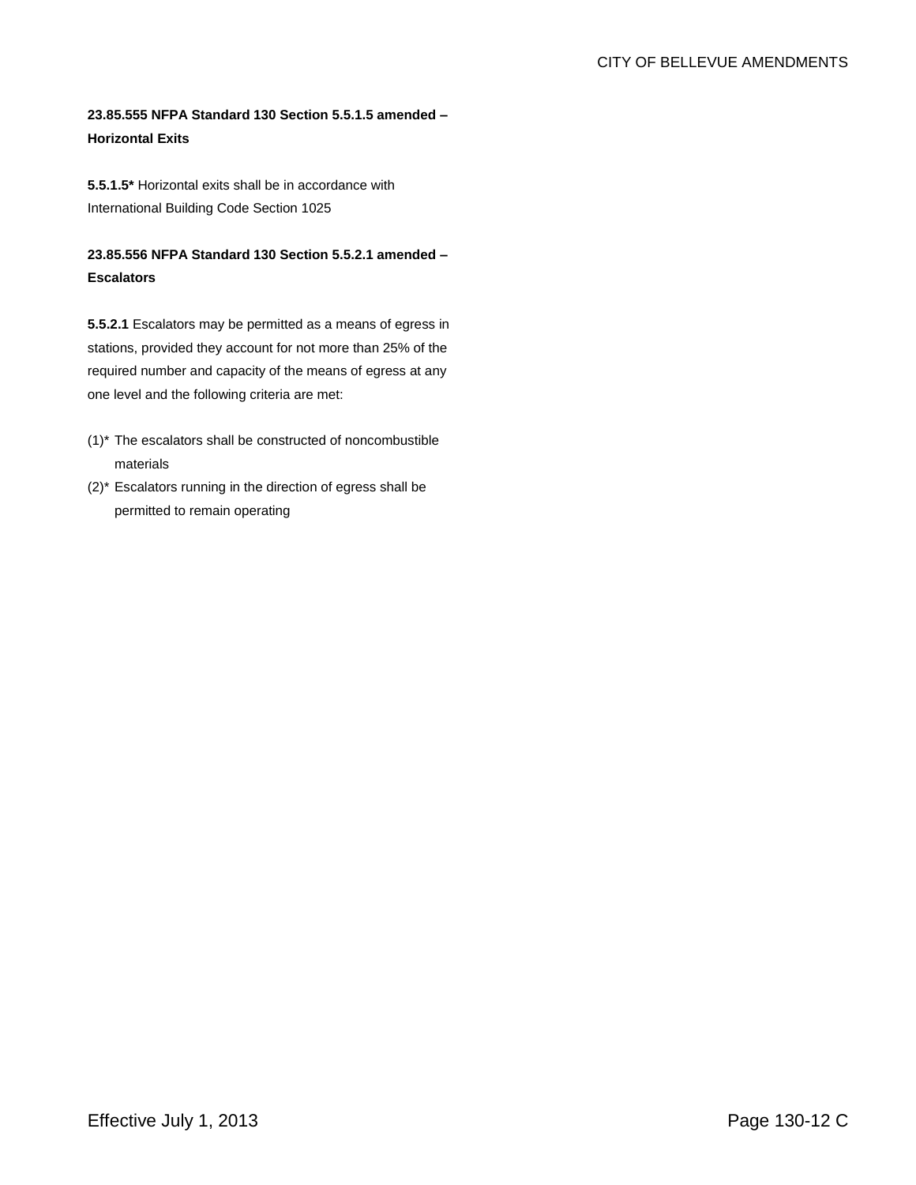### 23.85.555 NFPA Standard 130 Section 5.5.1.5 amended – Horizontal Exits

**5.5.1.5*** Horizontal exits shall be in accordance with International Building Code Section 1025

### 23.85.556 NFPA Standard 130 Section 5.5.2.1 amended – Escalators

**5.5.2.1** Escalators may be permitted as a means of egress in stations, provided they account for not more than 25% of the required number and capacity of the means of egress at any one level and the following criteria are met:

(1)* The escalators shall be constructed of noncombustible materials

(2)* Escalators running in the direction of egress shall be permitted to remain operating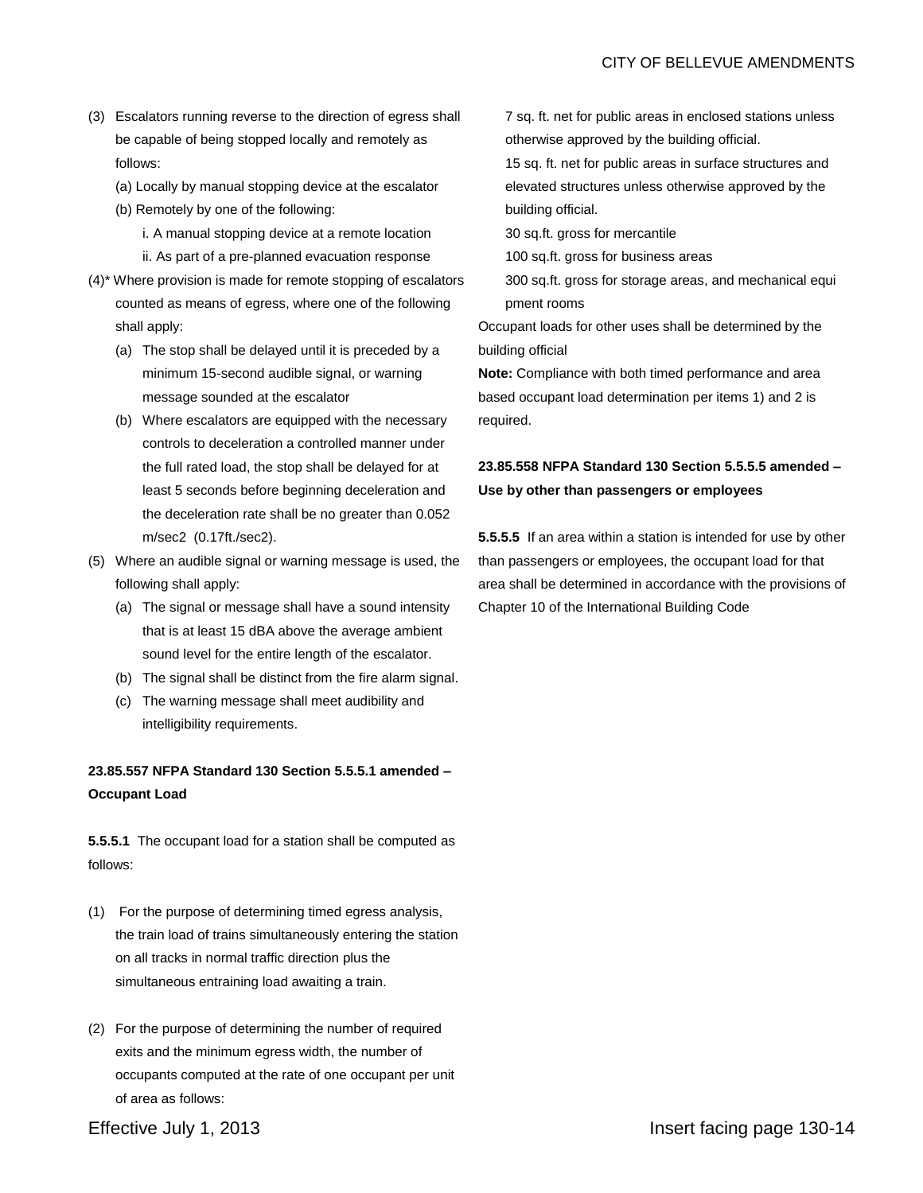(3) Escalators running reverse to the direction of egress shall be capable of being stopped locally and remotely as follows:

(a) Locally by manual stopping device at the escalator

(b) Remotely by one of the following:

i. A manual stopping device at a remote location

ii. As part of a pre-planned evacuation response

(4)* Where provision is made for remote stopping of escalators counted as means of egress, where one of the following shall apply:

(a) The stop shall be delayed until it is preceded by a minimum 15-second audible signal, or warning message sounded at the escalator

(b) Where escalators are equipped with the necessary controls to deceleration a controlled manner under the full rated load, the stop shall be delayed for at least 5 seconds before beginning deceleration and the deceleration rate shall be no greater than 0.052 m/sec2 (0.17ft./sec2).

(5) Where an audible signal or warning message is used, the following shall apply:

(a) The signal or message shall have a sound intensity that is at least 15 dBA above the average ambient sound level for the entire length of the escalator.

(b) The signal shall be distinct from the fire alarm signal.

(c) The warning message shall meet audibility and intelligibility requirements.

**23.85.557 NFPA Standard 130 Section 5.5.5.1 amended – Occupant Load**

**5.5.5.1** The occupant load for a station shall be computed as follows:

(1) For the purpose of determining timed egress analysis, the train load of trains simultaneously entering the station on all tracks in normal traffic direction plus the simultaneous entraining load awaiting a train.

(2) For the purpose of determining the number of required exits and the minimum egress width, the number of occupants computed at the rate of one occupant per unit of area as follows:

7 sq. ft. net for public areas in enclosed stations unless otherwise approved by the building official.

15 sq. ft. net for public areas in surface structures and elevated structures unless otherwise approved by the building official.

30 sq.ft. gross for mercantile

100 sq.ft. gross for business areas

300 sq.ft. gross for storage areas, and mechanical equi pment rooms

Occupant loads for other uses shall be determined by the building official

**Note:** Compliance with both timed performance and area based occupant load determination per items 1) and 2 is required.

**23.85.558 NFPA Standard 130 Section 5.5.5.5 amended – Use by other than passengers or employees**

**5.5.5.5** If an area within a station is intended for use by other than passengers or employees, the occupant load for that area shall be determined in accordance with the provisions of Chapter 10 of the International Building Code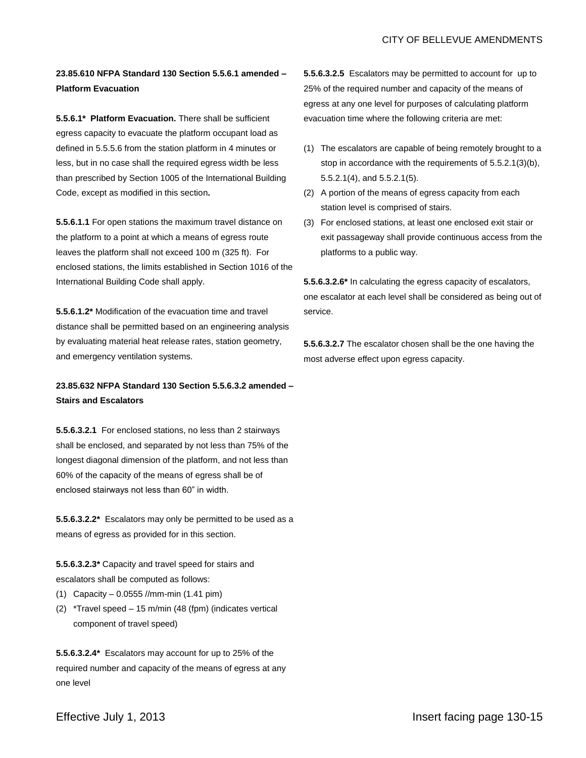**23.85.610 NFPA Standard 130 Section 5.5.6.1 amended – Platform Evacuation**

**5.5.6.1* Platform Evacuation.** There shall be sufficient egress capacity to evacuate the platform occupant load as defined in 5.5.5.6 from the station platform in 4 minutes or less, but in no case shall the required egress width be less than prescribed by Section 1005 of the International Building Code, except as modified in this section**.**

**5.5.6.1.1** For open stations the maximum travel distance on the platform to a point at which a means of egress route leaves the platform shall not exceed 100 m (325 ft). For enclosed stations, the limits established in Section 1016 of the International Building Code shall apply.

**5.5.6.1.2*** Modification of the evacuation time and travel distance shall be permitted based on an engineering analysis by evaluating material heat release rates, station geometry, and emergency ventilation systems.

**23.85.632 NFPA Standard 130 Section 5.5.6.3.2 amended – Stairs and Escalators**

**5.5.6.3.2.1** For enclosed stations, no less than 2 stairways shall be enclosed, and separated by not less than 75% of the longest diagonal dimension of the platform, and not less than 60% of the capacity of the means of egress shall be of enclosed stairways not less than 60" in width.

**5.5.6.3.2.2*** Escalators may only be permitted to be used as a means of egress as provided for in this section.

**5.5.6.3.2.3*** Capacity and travel speed for stairs and escalators shall be computed as follows:

(1) Capacity – 0.0555 //mm-min (1.41 pim)
(2) *Travel speed – 15 m/min (48 (fpm) (indicates vertical component of travel speed)

**5.5.6.3.2.4*** Escalators may account for up to 25% of the required number and capacity of the means of egress at any one level

**5.5.6.3.2.5** Escalators may be permitted to account for up to 25% of the required number and capacity of the means of egress at any one level for purposes of calculating platform evacuation time where the following criteria are met:

(1) The escalators are capable of being remotely brought to a stop in accordance with the requirements of 5.5.2.1(3)(b), 5.5.2.1(4), and 5.5.2.1(5).
(2) A portion of the means of egress capacity from each station level is comprised of stairs.
(3) For enclosed stations, at least one enclosed exit stair or exit passageway shall provide continuous access from the platforms to a public way.

**5.5.6.3.2.6*** In calculating the egress capacity of escalators, one escalator at each level shall be considered as being out of service.

**5.5.6.3.2.7** The escalator chosen shall be the one having the most adverse effect upon egress capacity.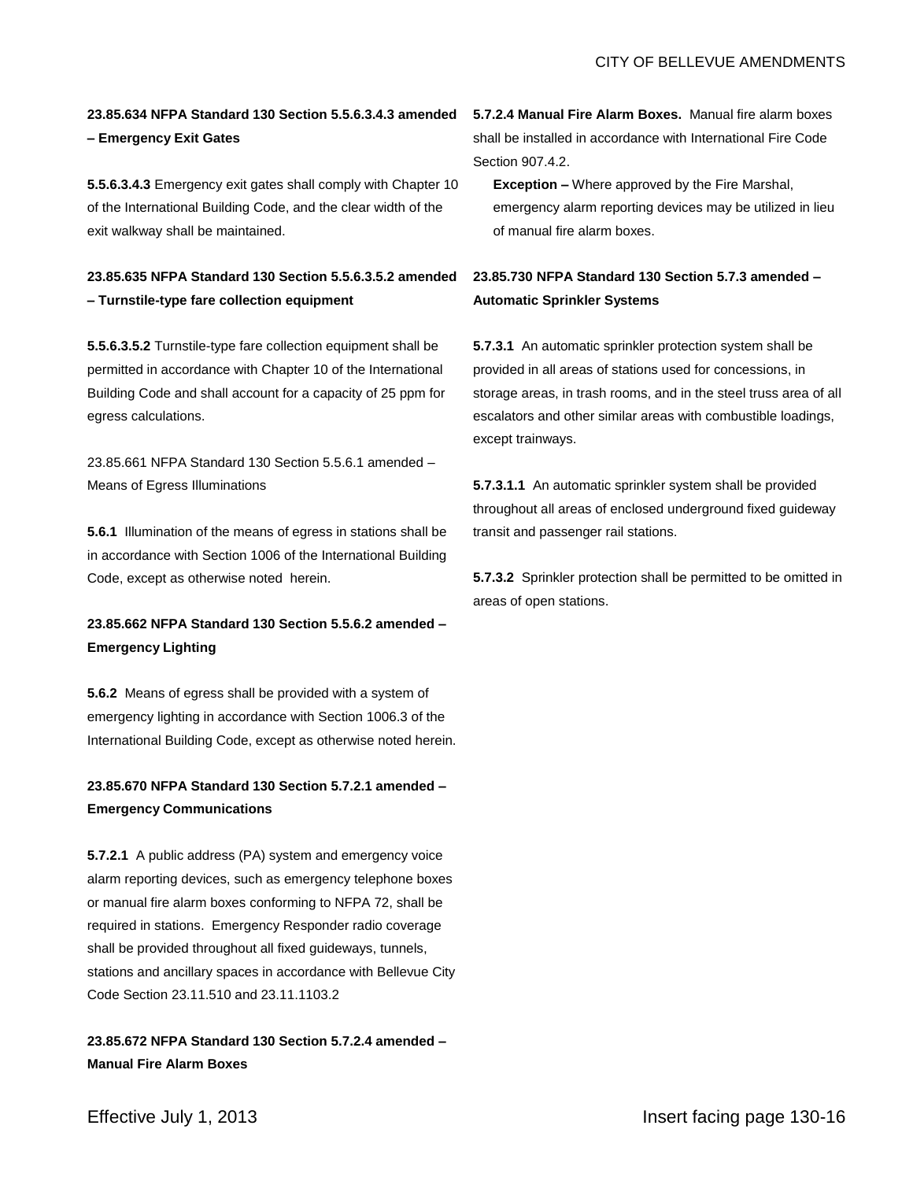**23.85.634 NFPA Standard 130 Section 5.5.6.3.4.3 amended – Emergency Exit Gates**

**5.5.6.3.4.3** Emergency exit gates shall comply with Chapter 10 of the International Building Code, and the clear width of the exit walkway shall be maintained.

**23.85.635 NFPA Standard 130 Section 5.5.6.3.5.2 amended – Turnstile-type fare collection equipment**

**5.5.6.3.5.2** Turnstile-type fare collection equipment shall be permitted in accordance with Chapter 10 of the International Building Code and shall account for a capacity of 25 ppm for egress calculations.

23.85.661 NFPA Standard 130 Section 5.5.6.1 amended – Means of Egress Illuminations

**5.6.1** Illumination of the means of egress in stations shall be in accordance with Section 1006 of the International Building Code, except as otherwise noted herein.

**23.85.662 NFPA Standard 130 Section 5.5.6.2 amended – Emergency Lighting**

**5.6.2** Means of egress shall be provided with a system of emergency lighting in accordance with Section 1006.3 of the International Building Code, except as otherwise noted herein.

**23.85.670 NFPA Standard 130 Section 5.7.2.1 amended – Emergency Communications**

**5.7.2.1** A public address (PA) system and emergency voice alarm reporting devices, such as emergency telephone boxes or manual fire alarm boxes conforming to NFPA 72, shall be required in stations. Emergency Responder radio coverage shall be provided throughout all fixed guideways, tunnels, stations and ancillary spaces in accordance with Bellevue City Code Section 23.11.510 and 23.11.1103.2

**23.85.672 NFPA Standard 130 Section 5.7.2.4 amended – Manual Fire Alarm Boxes**

**5.7.2.4 Manual Fire Alarm Boxes.** Manual fire alarm boxes shall be installed in accordance with International Fire Code Section 907.4.2.

**Exception –** Where approved by the Fire Marshal, emergency alarm reporting devices may be utilized in lieu of manual fire alarm boxes.

**23.85.730 NFPA Standard 130 Section 5.7.3 amended – Automatic Sprinkler Systems**

**5.7.3.1** An automatic sprinkler protection system shall be provided in all areas of stations used for concessions, in storage areas, in trash rooms, and in the steel truss area of all escalators and other similar areas with combustible loadings, except trainways.

**5.7.3.1.1** An automatic sprinkler system shall be provided throughout all areas of enclosed underground fixed guideway transit and passenger rail stations.

**5.7.3.2** Sprinkler protection shall be permitted to be omitted in areas of open stations.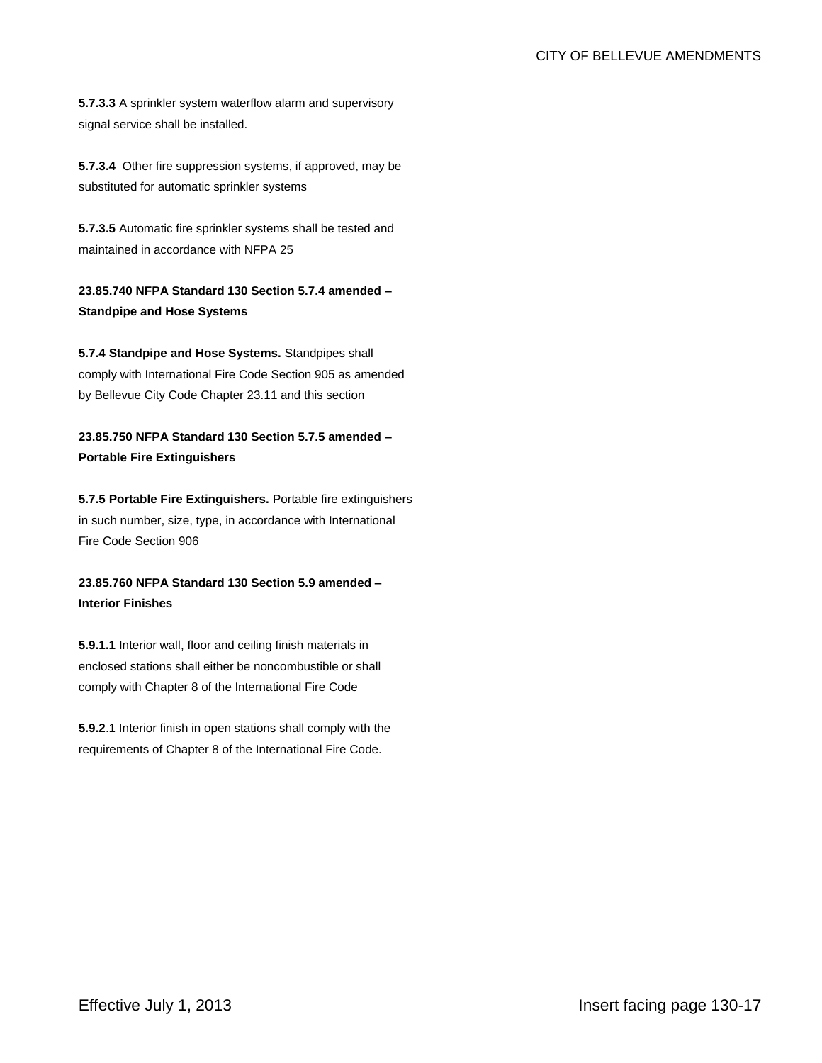**5.7.3.3** A sprinkler system waterflow alarm and supervisory signal service shall be installed.

**5.7.3.4** Other fire suppression systems, if approved, may be substituted for automatic sprinkler systems

**5.7.3.5** Automatic fire sprinkler systems shall be tested and maintained in accordance with NFPA 25

**23.85.740 NFPA Standard 130 Section 5.7.4 amended – Standpipe and Hose Systems**

**5.7.4 Standpipe and Hose Systems.** Standpipes shall comply with International Fire Code Section 905 as amended by Bellevue City Code Chapter 23.11 and this section

**23.85.750 NFPA Standard 130 Section 5.7.5 amended – Portable Fire Extinguishers**

**5.7.5 Portable Fire Extinguishers.** Portable fire extinguishers in such number, size, type, in accordance with International Fire Code Section 906

**23.85.760 NFPA Standard 130 Section 5.9 amended – Interior Finishes**

**5.9.1.1** Interior wall, floor and ceiling finish materials in enclosed stations shall either be noncombustible or shall comply with Chapter 8 of the International Fire Code

**5.9.2**.1 Interior finish in open stations shall comply with the requirements of Chapter 8 of the International Fire Code.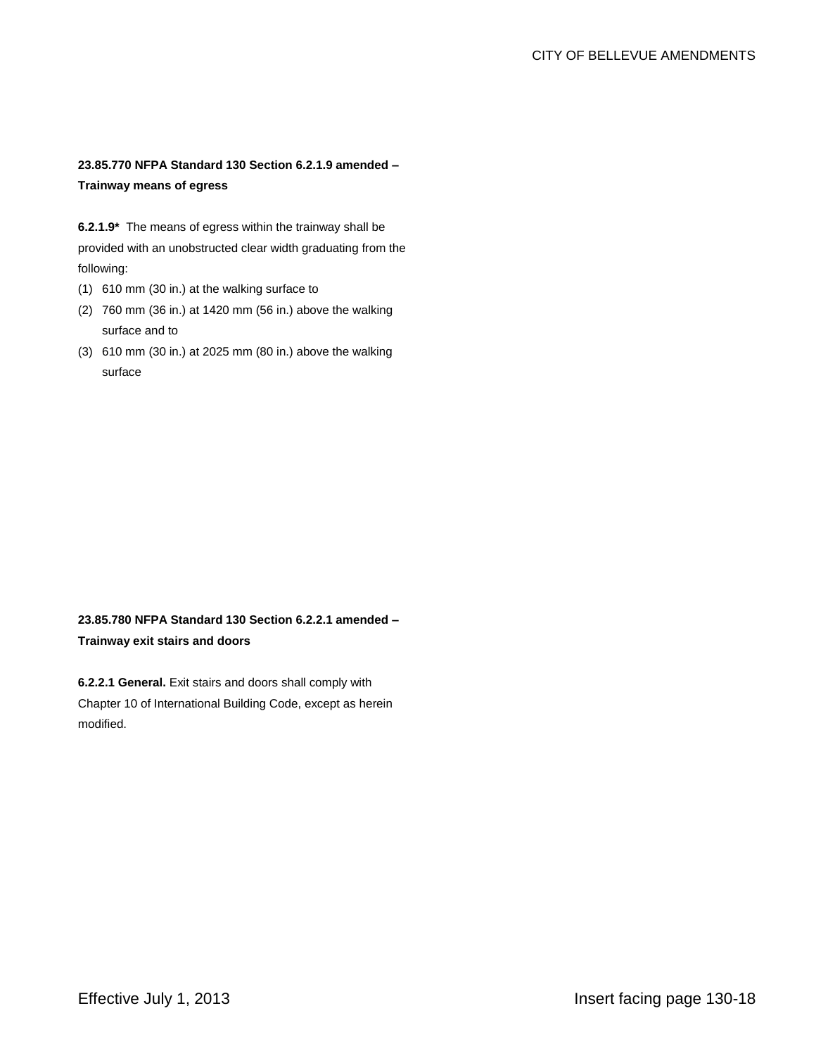**23.85.770 NFPA Standard 130 Section 6.2.1.9 amended – Trainway means of egress**

**6.2.1.9*** The means of egress within the trainway shall be provided with an unobstructed clear width graduating from the following:

(1) 610 mm (30 in.) at the walking surface to

(2) 760 mm (36 in.) at 1420 mm (56 in.) above the walking surface and to

(3) 610 mm (30 in.) at 2025 mm (80 in.) above the walking surface

**23.85.780 NFPA Standard 130 Section 6.2.2.1 amended – Trainway exit stairs and doors**

**6.2.2.1 General.** Exit stairs and doors shall comply with Chapter 10 of International Building Code, except as herein modified.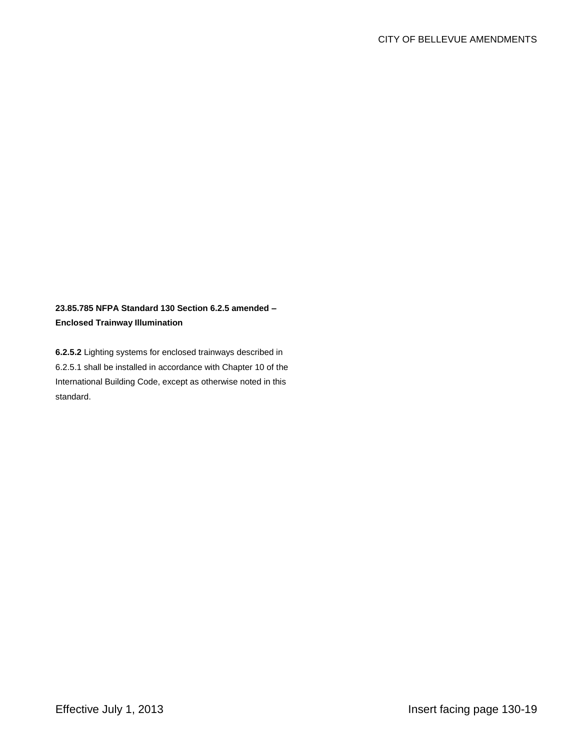**23.85.785 NFPA Standard 130 Section 6.2.5 amended – Enclosed Trainway Illumination**

**6.2.5.2** Lighting systems for enclosed trainways described in 6.2.5.1 shall be installed in accordance with Chapter 10 of the International Building Code, except as otherwise noted in this standard.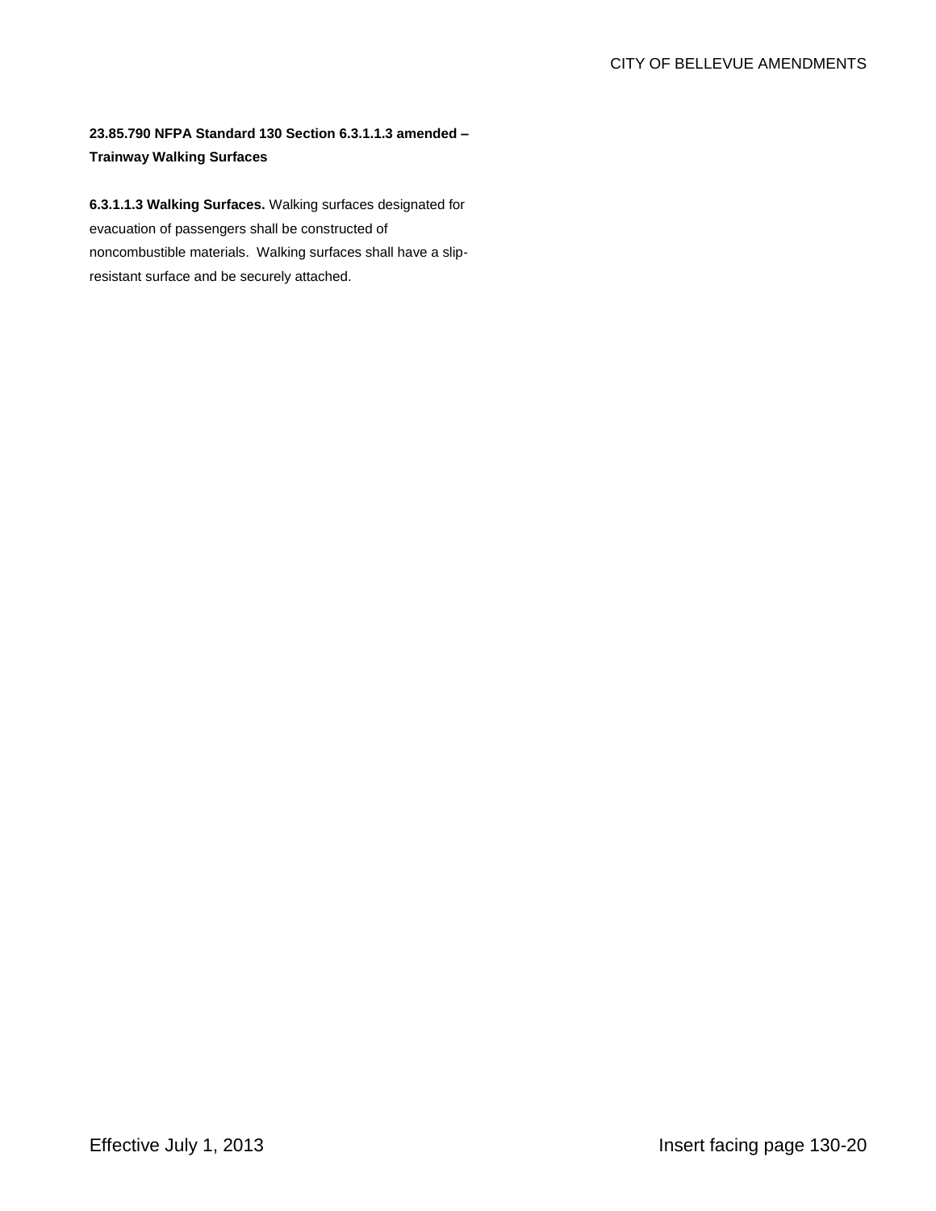**23.85.790 NFPA Standard 130 Section 6.3.1.1.3 amended – Trainway Walking Surfaces**

**6.3.1.1.3 Walking Surfaces.** Walking surfaces designated for evacuation of passengers shall be constructed of noncombustible materials. Walking surfaces shall have a slip-resistant surface and be securely attached.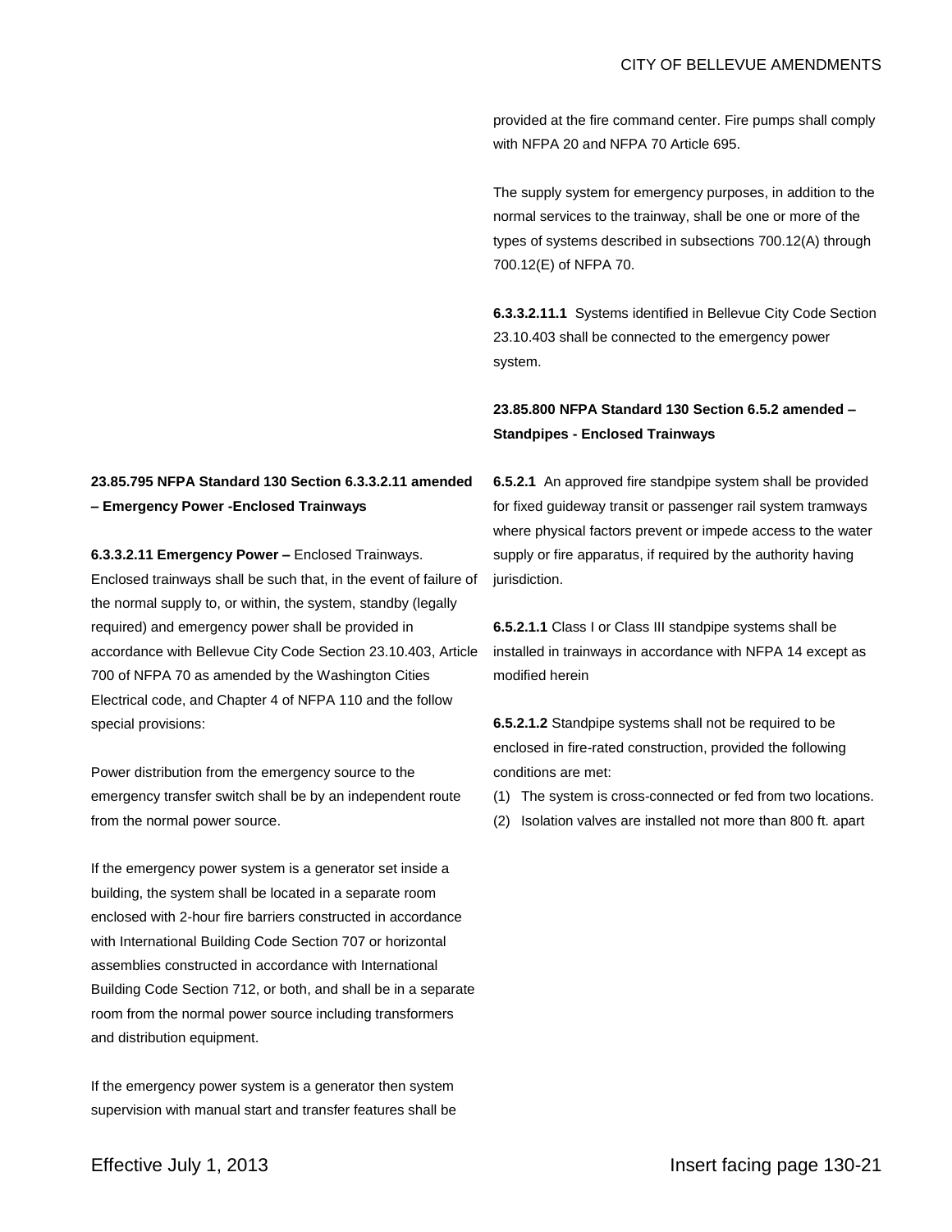## 23.85.795 NFPA Standard 130 Section 6.3.3.2.11 amended – Emergency Power -Enclosed Trainways

**6.3.3.2.11 Emergency Power –** Enclosed Trainways. Enclosed trainways shall be such that, in the event of failure of the normal supply to, or within, the system, standby (legally required) and emergency power shall be provided in accordance with Bellevue City Code Section 23.10.403, Article 700 of NFPA 70 as amended by the Washington Cities Electrical code, and Chapter 4 of NFPA 110 and the follow special provisions:

Power distribution from the emergency source to the emergency transfer switch shall be by an independent route from the normal power source.

If the emergency power system is a generator set inside a building, the system shall be located in a separate room enclosed with 2-hour fire barriers constructed in accordance with International Building Code Section 707 or horizontal assemblies constructed in accordance with International Building Code Section 712, or both, and shall be in a separate room from the normal power source including transformers and distribution equipment.

If the emergency power system is a generator then system supervision with manual start and transfer features shall be provided at the fire command center. Fire pumps shall comply with NFPA 20 and NFPA 70 Article 695.

The supply system for emergency purposes, in addition to the normal services to the trainway, shall be one or more of the types of systems described in subsections 700.12(A) through 700.12(E) of NFPA 70.

**6.3.3.2.11.1** Systems identified in Bellevue City Code Section 23.10.403 shall be connected to the emergency power system.

## 23.85.800 NFPA Standard 130 Section 6.5.2 amended – Standpipes - Enclosed Trainways

**6.5.2.1** An approved fire standpipe system shall be provided for fixed guideway transit or passenger rail system tramways where physical factors prevent or impede access to the water supply or fire apparatus, if required by the authority having jurisdiction.

**6.5.2.1.1** Class I or Class III standpipe systems shall be installed in trainways in accordance with NFPA 14 except as modified herein

**6.5.2.1.2** Standpipe systems shall not be required to be enclosed in fire-rated construction, provided the following conditions are met:

(1) The system is cross-connected or fed from two locations.
(2) Isolation valves are installed not more than 800 ft. apart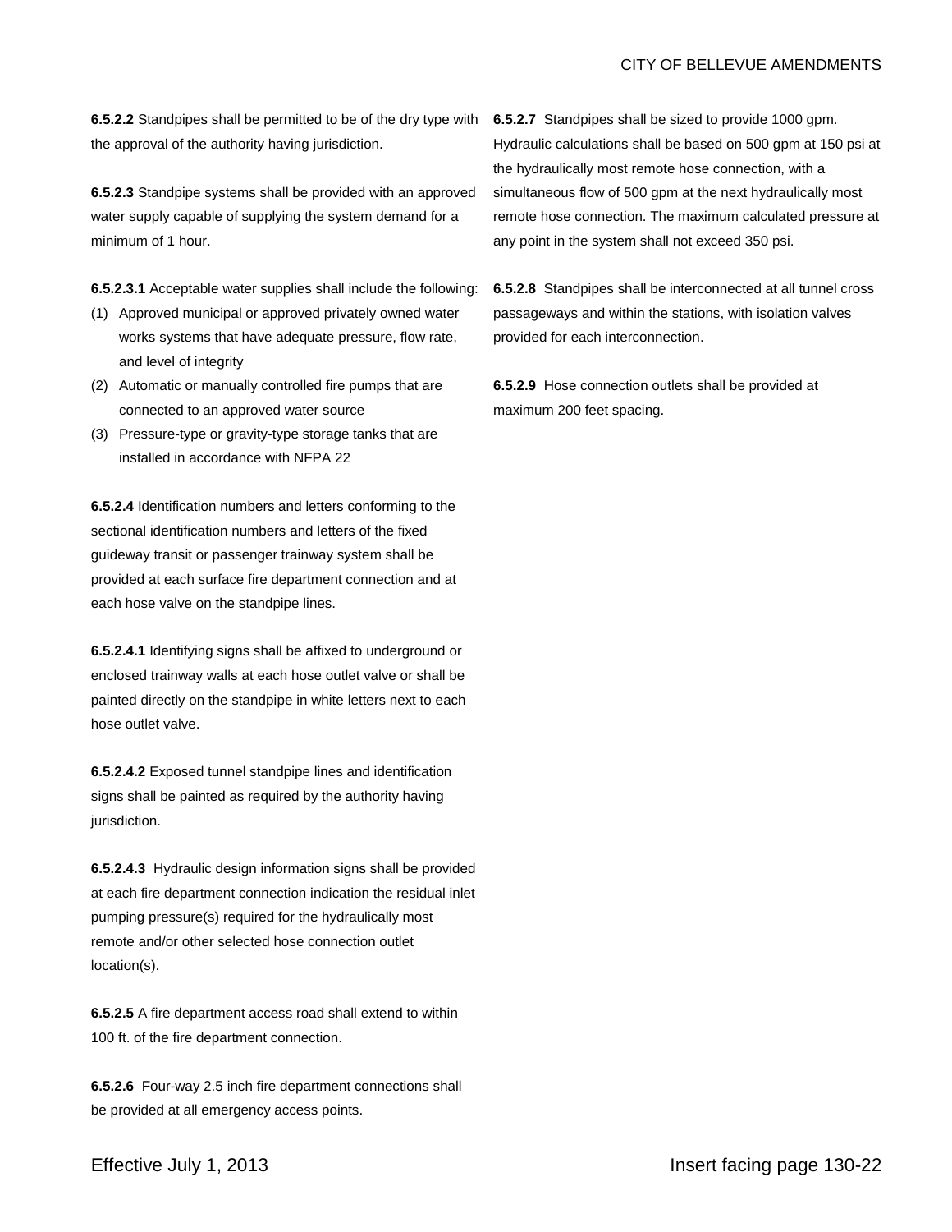**6.5.2.2** Standpipes shall be permitted to be of the dry type with the approval of the authority having jurisdiction.

**6.5.2.3** Standpipe systems shall be provided with an approved water supply capable of supplying the system demand for a minimum of 1 hour.

**6.5.2.3.1** Acceptable water supplies shall include the following:

(1) Approved municipal or approved privately owned water works systems that have adequate pressure, flow rate, and level of integrity
(2) Automatic or manually controlled fire pumps that are connected to an approved water source
(3) Pressure-type or gravity-type storage tanks that are installed in accordance with NFPA 22

**6.5.2.4** Identification numbers and letters conforming to the sectional identification numbers and letters of the fixed guideway transit or passenger trainway system shall be provided at each surface fire department connection and at each hose valve on the standpipe lines.

**6.5.2.4.1** Identifying signs shall be affixed to underground or enclosed trainway walls at each hose outlet valve or shall be painted directly on the standpipe in white letters next to each hose outlet valve.

**6.5.2.4.2** Exposed tunnel standpipe lines and identification signs shall be painted as required by the authority having jurisdiction.

**6.5.2.4.3** Hydraulic design information signs shall be provided at each fire department connection indication the residual inlet pumping pressure(s) required for the hydraulically most remote and/or other selected hose connection outlet location(s).

**6.5.2.5** A fire department access road shall extend to within 100 ft. of the fire department connection.

**6.5.2.6** Four-way 2.5 inch fire department connections shall be provided at all emergency access points.

**6.5.2.7** Standpipes shall be sized to provide 1000 gpm. Hydraulic calculations shall be based on 500 gpm at 150 psi at the hydraulically most remote hose connection, with a simultaneous flow of 500 gpm at the next hydraulically most remote hose connection. The maximum calculated pressure at any point in the system shall not exceed 350 psi.

**6.5.2.8** Standpipes shall be interconnected at all tunnel cross passageways and within the stations, with isolation valves provided for each interconnection.

**6.5.2.9** Hose connection outlets shall be provided at maximum 200 feet spacing.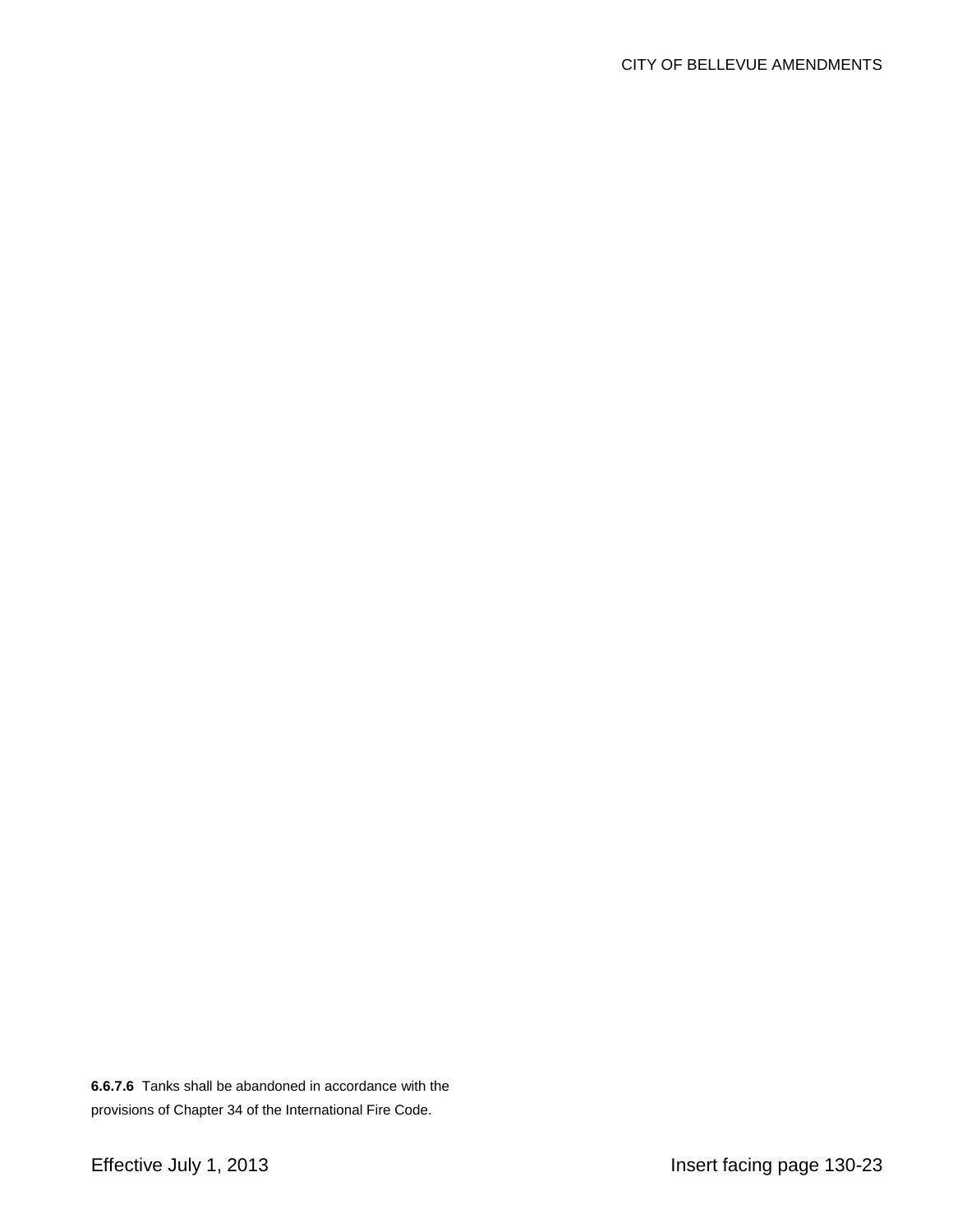**6.6.7.6** Tanks shall be abandoned in accordance with the provisions of Chapter 34 of the International Fire Code.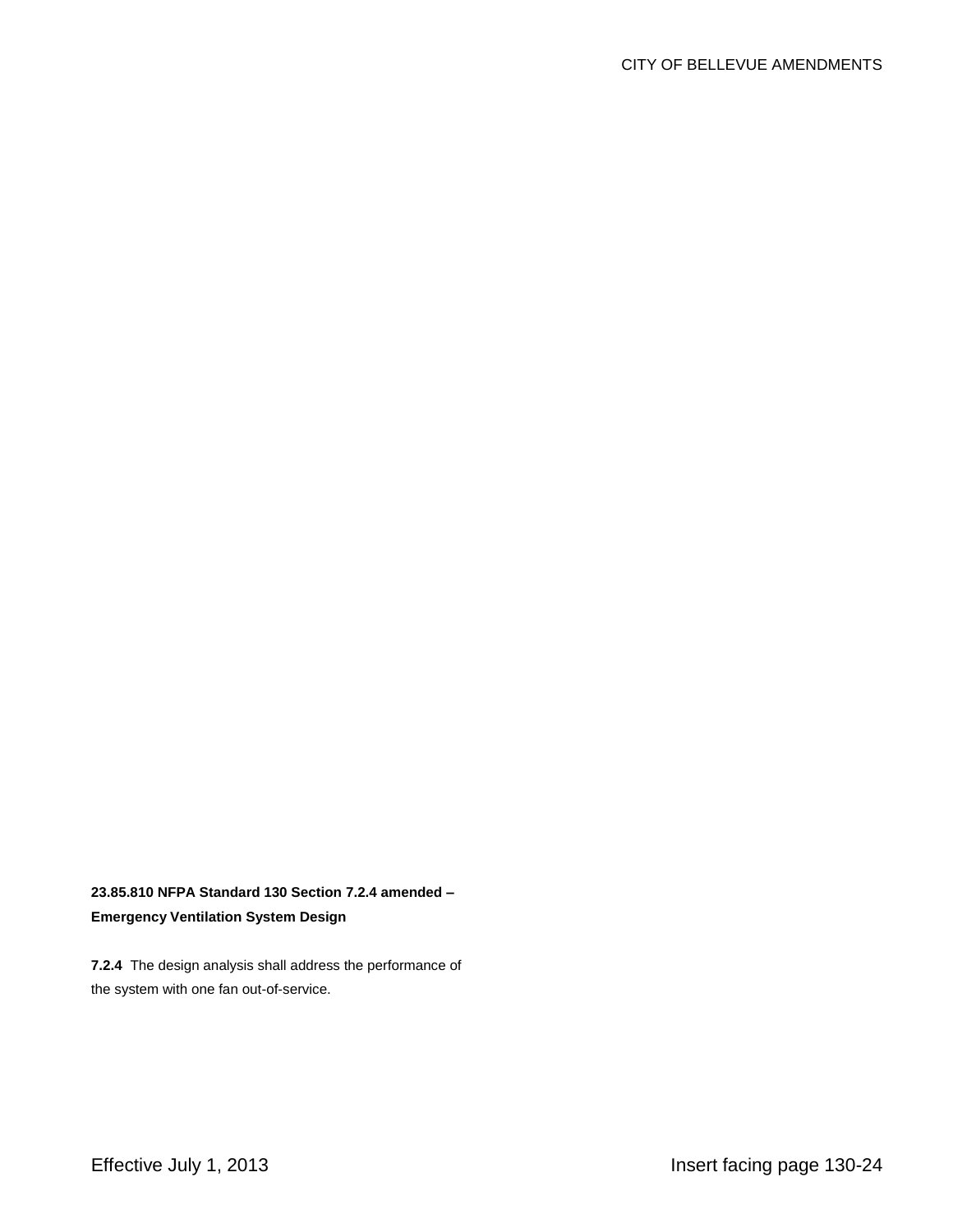**23.85.810 NFPA Standard 130 Section 7.2.4 amended – Emergency Ventilation System Design**

**7.2.4** The design analysis shall address the performance of the system with one fan out-of-service.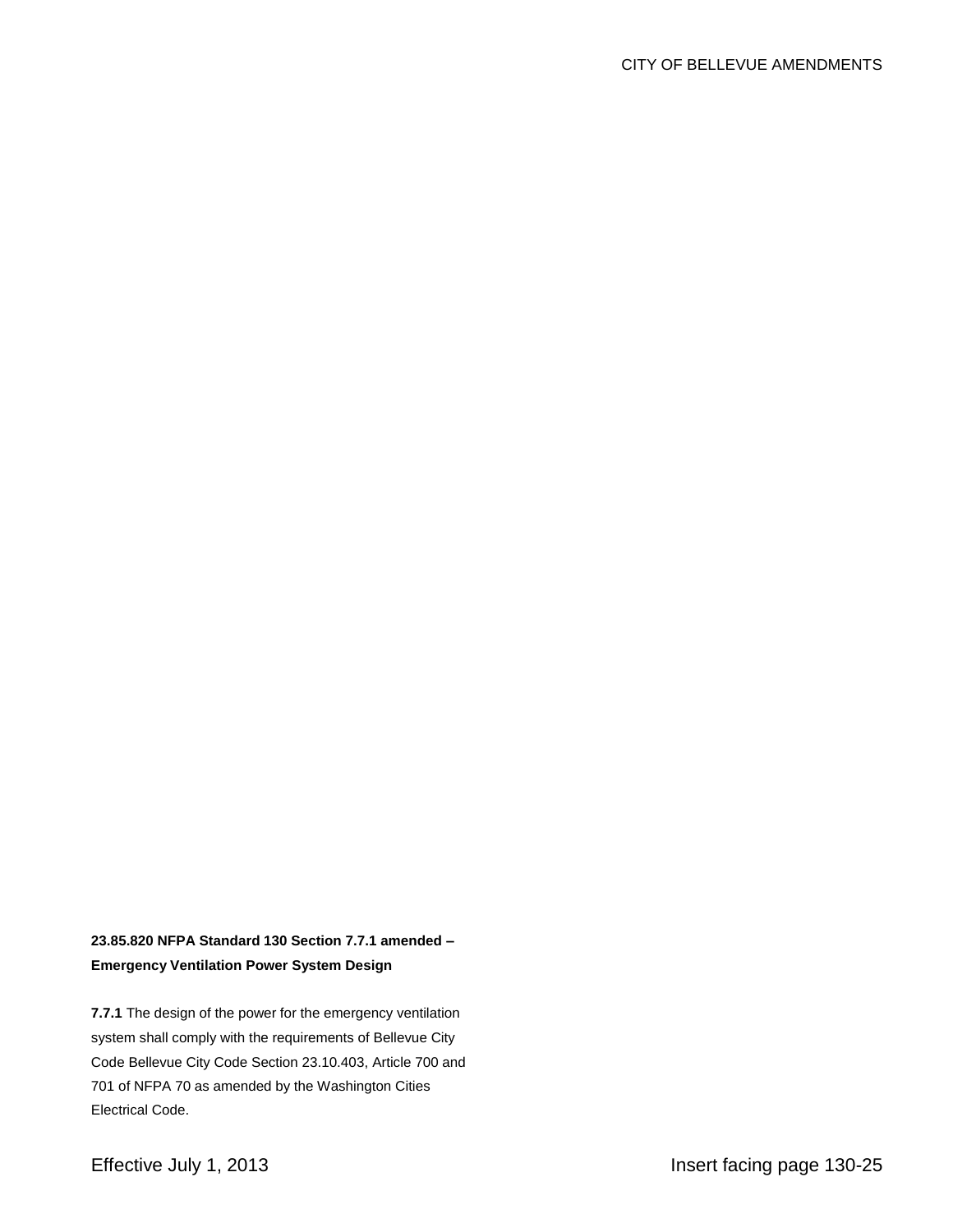**23.85.820 NFPA Standard 130 Section 7.7.1 amended – Emergency Ventilation Power System Design**

**7.7.1** The design of the power for the emergency ventilation system shall comply with the requirements of Bellevue City Code Bellevue City Code Section 23.10.403, Article 700 and 701 of NFPA 70 as amended by the Washington Cities Electrical Code.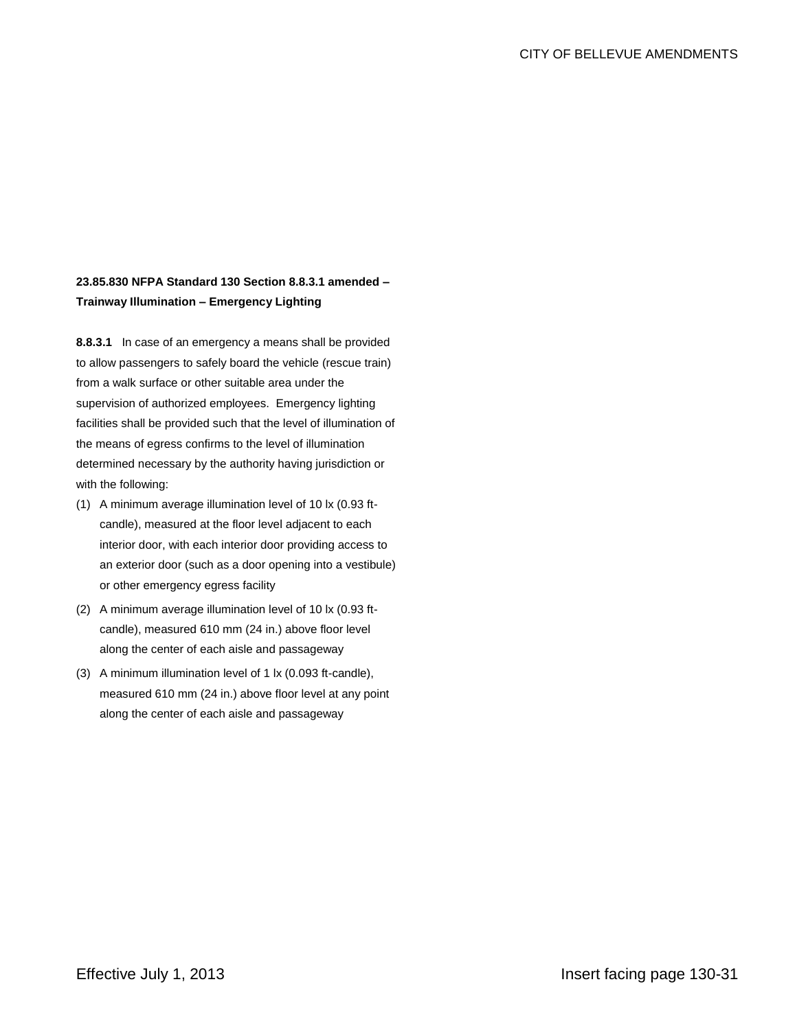**23.85.830 NFPA Standard 130 Section 8.8.3.1 amended – Trainway Illumination – Emergency Lighting**

**8.8.3.1** In case of an emergency a means shall be provided to allow passengers to safely board the vehicle (rescue train) from a walk surface or other suitable area under the supervision of authorized employees. Emergency lighting facilities shall be provided such that the level of illumination of the means of egress confirms to the level of illumination determined necessary by the authority having jurisdiction or with the following:

(1) A minimum average illumination level of 10 lx (0.93 ft-candle), measured at the floor level adjacent to each interior door, with each interior door providing access to an exterior door (such as a door opening into a vestibule) or other emergency egress facility

(2) A minimum average illumination level of 10 lx (0.93 ft-candle), measured 610 mm (24 in.) above floor level along the center of each aisle and passageway

(3) A minimum illumination level of 1 lx (0.093 ft-candle), measured 610 mm (24 in.) above floor level at any point along the center of each aisle and passageway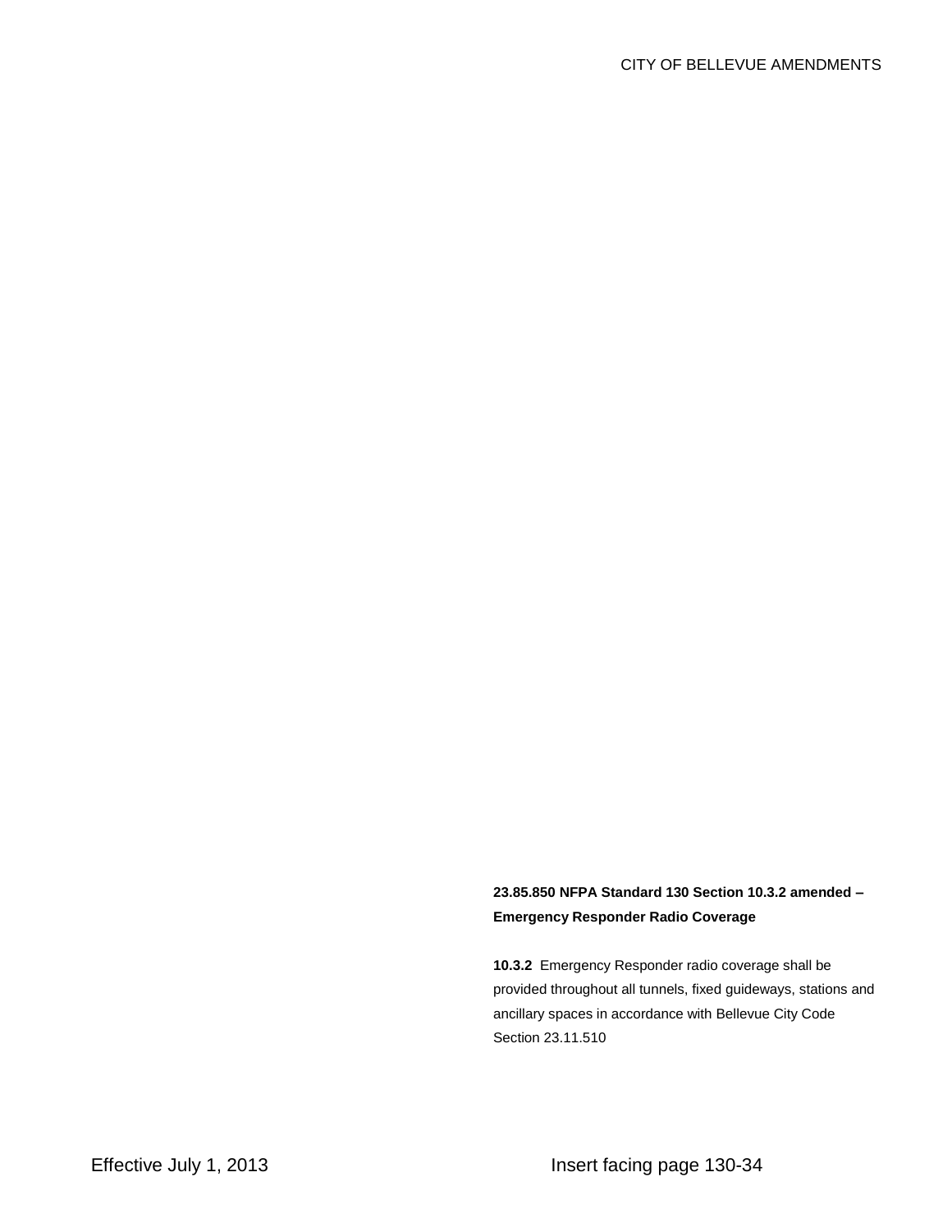**23.85.850 NFPA Standard 130 Section 10.3.2 amended – Emergency Responder Radio Coverage**

**10.3.2** Emergency Responder radio coverage shall be provided throughout all tunnels, fixed guideways, stations and ancillary spaces in accordance with Bellevue City Code Section 23.11.510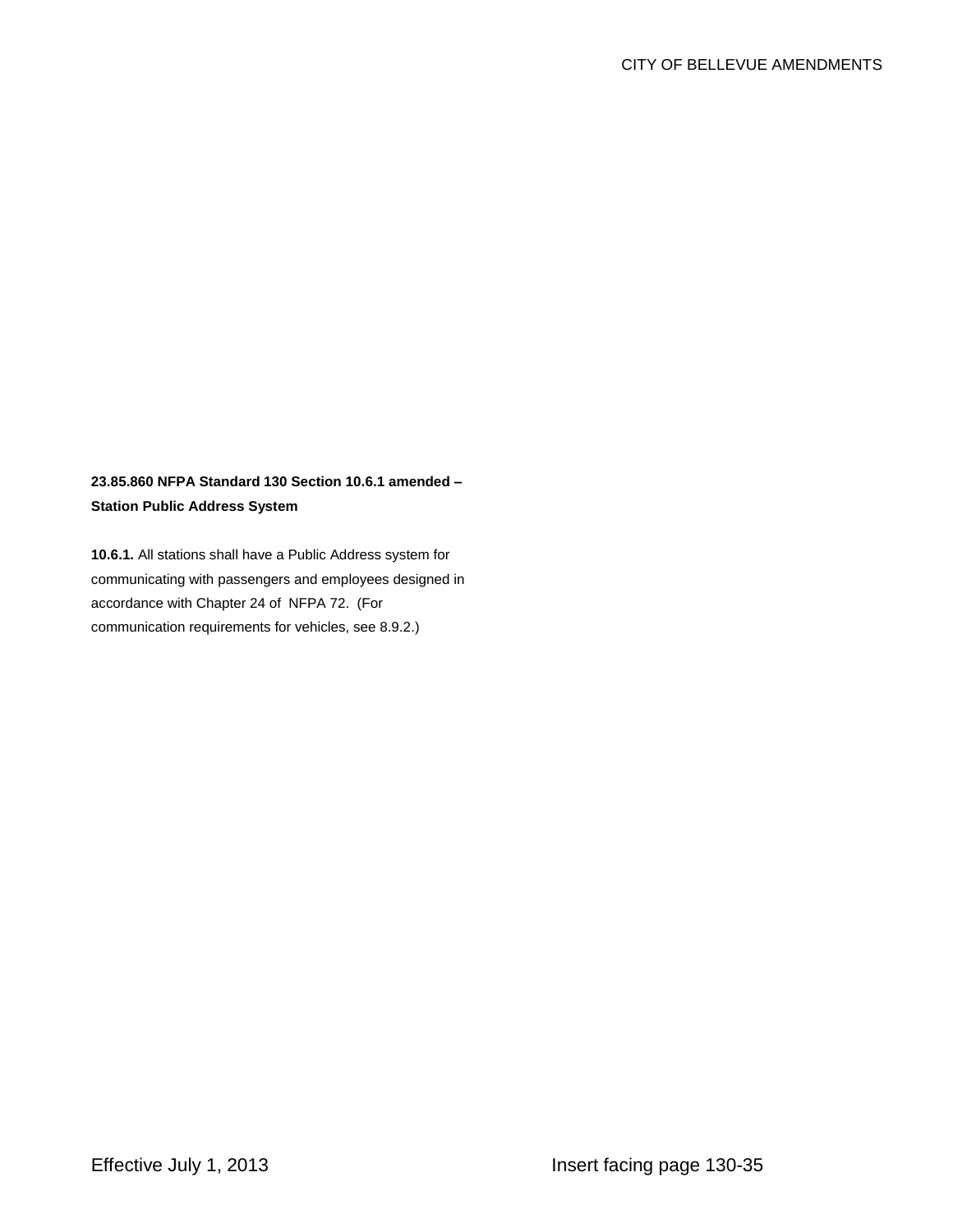**23.85.860 NFPA Standard 130 Section 10.6.1 amended – Station Public Address System**

**10.6.1.** All stations shall have a Public Address system for communicating with passengers and employees designed in accordance with Chapter 24 of NFPA 72. (For communication requirements for vehicles, see 8.9.2.)